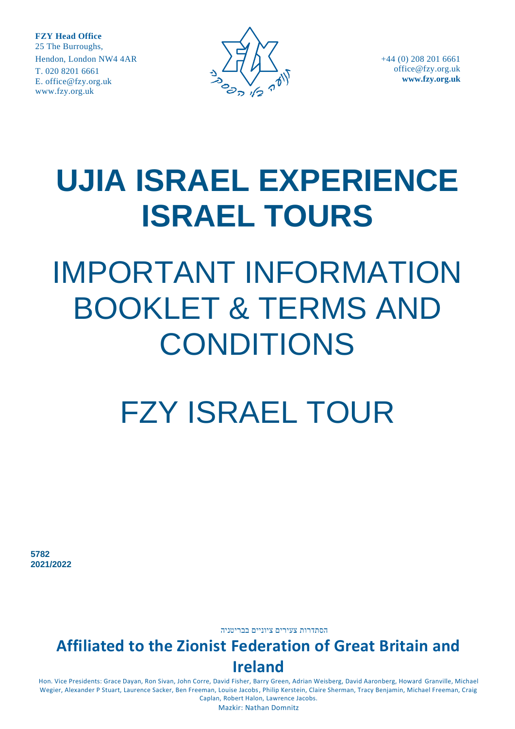**FZY Head Office**
25 The Burroughs,
Hendon, London NW4 4AR
T. 020 8201 6661
E. office@fzy.org.uk
www.fzy.org.uk

+44 (0) 208 201 6661
office@fzy.org.uk
**www.fzy.org.uk**

# UJIA ISRAEL EXPERIENCE ISRAEL TOURS

# IMPORTANT INFORMATION BOOKLET & TERMS AND CONDITIONS

# FZY ISRAEL TOUR

**5782**
**2021/2022**

הסתדרות צעירים ציוניים בבריטניה

**Affiliated to the Zionist Federation of Great Britain and Ireland**

Hon. Vice Presidents: Grace Dayan, Ron Sivan, John Corre, David Fisher, Barry Green, Adrian Weisberg, David Aaronberg, Howard Granville, Michael Wegier, Alexander P Stuart, Laurence Sacker, Ben Freeman, Louise Jacobs, Philip Kerstein, Claire Sherman, Tracy Benjamin, Michael Freeman, Craig Caplan, Robert Halon, Lawrence Jacobs.
Mazkir: Nathan Domnitz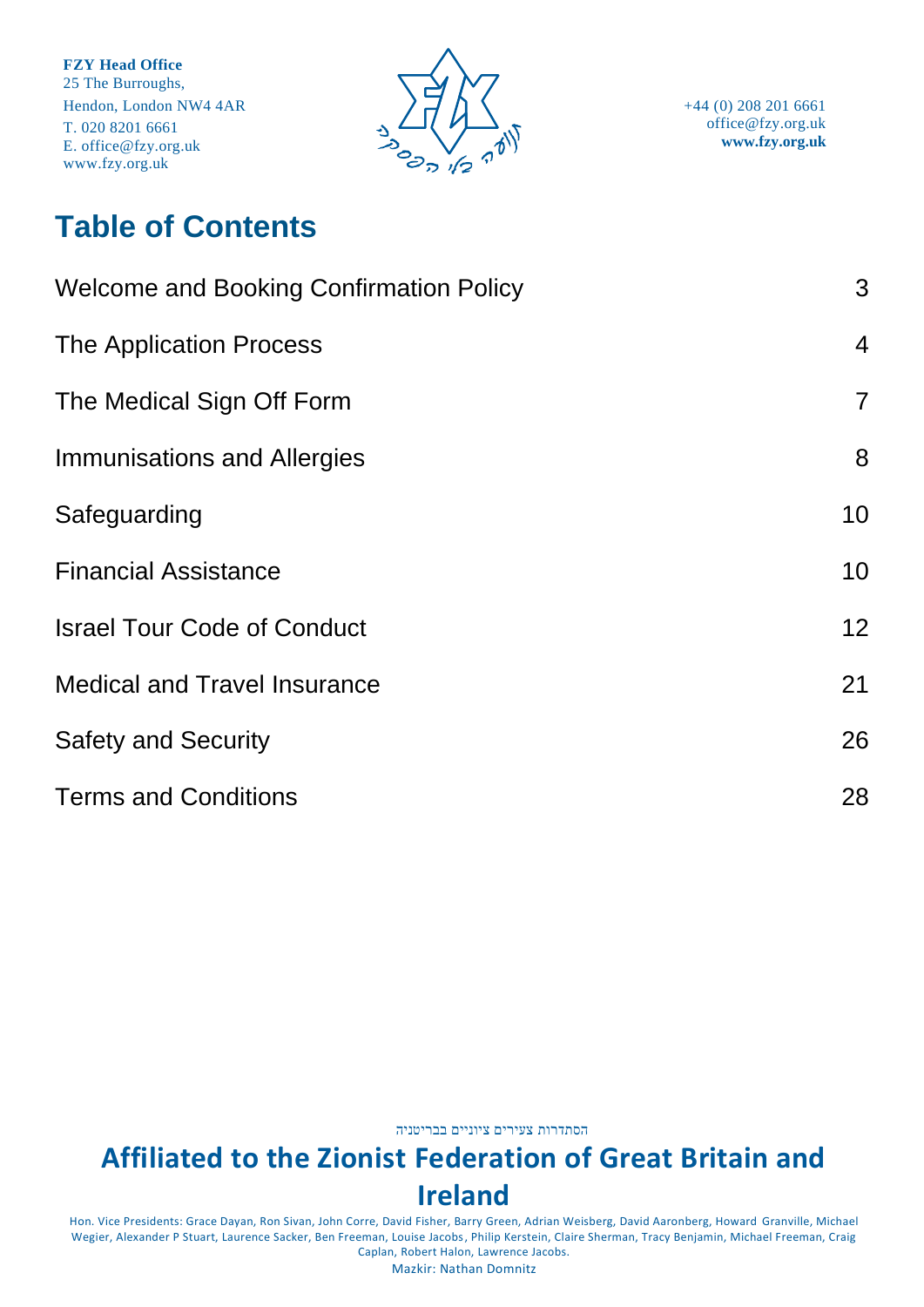**FZY Head Office**
25 The Burroughs,
Hendon, London NW4 4AR
T. 020 8201 6661
E. office@fzy.org.uk
www.fzy.org.uk

+44 (0) 208 201 6661
office@fzy.org.uk
**www.fzy.org.uk**

# Table of Contents

| | |
|---|---|
| Welcome and Booking Confirmation Policy | 3 |
| The Application Process | 4 |
| The Medical Sign Off Form | 7 |
| Immunisations and Allergies | 8 |
| Safeguarding | 10 |
| Financial Assistance | 10 |
| Israel Tour Code of Conduct | 12 |
| Medical and Travel Insurance | 21 |
| Safety and Security | 26 |
| Terms and Conditions | 28 |

הסתדרות צעירים ציוניים בבריטניה

**Affiliated to the Zionist Federation of Great Britain and Ireland**

Hon. Vice Presidents: Grace Dayan, Ron Sivan, John Corre, David Fisher, Barry Green, Adrian Weisberg, David Aaronberg, Howard Granville, Michael Wegier, Alexander P Stuart, Laurence Sacker, Ben Freeman, Louise Jacobs, Philip Kerstein, Claire Sherman, Tracy Benjamin, Michael Freeman, Craig Caplan, Robert Halon, Lawrence Jacobs.

Mazkir: Nathan Domnitz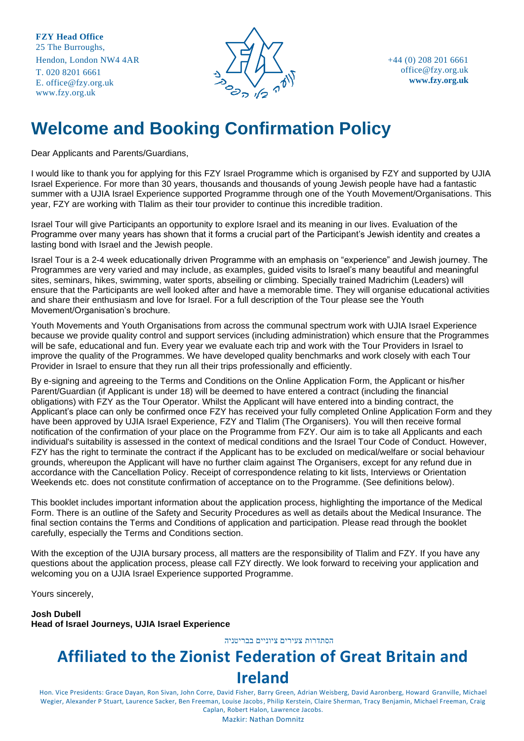**FZY Head Office**
25 The Burroughs,
Hendon, London NW4 4AR
T. 020 8201 6661
E. office@fzy.org.uk
www.fzy.org.uk

+44 (0) 208 201 6661
office@fzy.org.uk
**www.fzy.org.uk**

# Welcome and Booking Confirmation Policy

Dear Applicants and Parents/Guardians,

I would like to thank you for applying for this FZY Israel Programme which is organised by FZY and supported by UJIA Israel Experience. For more than 30 years, thousands and thousands of young Jewish people have had a fantastic summer with a UJIA Israel Experience supported Programme through one of the Youth Movement/Organisations. This year, FZY are working with Tlalim as their tour provider to continue this incredible tradition.

Israel Tour will give Participants an opportunity to explore Israel and its meaning in our lives. Evaluation of the Programme over many years has shown that it forms a crucial part of the Participant's Jewish identity and creates a lasting bond with Israel and the Jewish people.

Israel Tour is a 2-4 week educationally driven Programme with an emphasis on "experience" and Jewish journey. The Programmes are very varied and may include, as examples, guided visits to Israel's many beautiful and meaningful sites, seminars, hikes, swimming, water sports, abseiling or climbing. Specially trained Madrichim (Leaders) will ensure that the Participants are well looked after and have a memorable time. They will organise educational activities and share their enthusiasm and love for Israel. For a full description of the Tour please see the Youth Movement/Organisation's brochure.

Youth Movements and Youth Organisations from across the communal spectrum work with UJIA Israel Experience because we provide quality control and support services (including administration) which ensure that the Programmes will be safe, educational and fun. Every year we evaluate each trip and work with the Tour Providers in Israel to improve the quality of the Programmes. We have developed quality benchmarks and work closely with each Tour Provider in Israel to ensure that they run all their trips professionally and efficiently.

By e-signing and agreeing to the Terms and Conditions on the Online Application Form, the Applicant or his/her Parent/Guardian (if Applicant is under 18) will be deemed to have entered a contract (including the financial obligations) with FZY as the Tour Operator. Whilst the Applicant will have entered into a binding contract, the Applicant's place can only be confirmed once FZY has received your fully completed Online Application Form and they have been approved by UJIA Israel Experience, FZY and Tlalim (The Organisers). You will then receive formal notification of the confirmation of your place on the Programme from FZY. Our aim is to take all Applicants and each individual's suitability is assessed in the context of medical conditions and the Israel Tour Code of Conduct. However, FZY has the right to terminate the contract if the Applicant has to be excluded on medical/welfare or social behaviour grounds, whereupon the Applicant will have no further claim against The Organisers, except for any refund due in accordance with the Cancellation Policy. Receipt of correspondence relating to kit lists, Interviews or Orientation Weekends etc. does not constitute confirmation of acceptance on to the Programme. (See definitions below).

This booklet includes important information about the application process, highlighting the importance of the Medical Form. There is an outline of the Safety and Security Procedures as well as details about the Medical Insurance. The final section contains the Terms and Conditions of application and participation. Please read through the booklet carefully, especially the Terms and Conditions section.

With the exception of the UJIA bursary process, all matters are the responsibility of Tlalim and FZY. If you have any questions about the application process, please call FZY directly. We look forward to receiving your application and welcoming you on a UJIA Israel Experience supported Programme.

Yours sincerely,

**Josh Dubell**
**Head of Israel Journeys, UJIA Israel Experience**

הסתדרות צעירים ציוניים בבריטניה

**Affiliated to the Zionist Federation of Great Britain and Ireland**

Hon. Vice Presidents: Grace Dayan, Ron Sivan, John Corre, David Fisher, Barry Green, Adrian Weisberg, David Aaronberg, Howard Granville, Michael Wegier, Alexander P Stuart, Laurence Sacker, Ben Freeman, Louise Jacobs, Philip Kerstein, Claire Sherman, Tracy Benjamin, Michael Freeman, Craig Caplan, Robert Halon, Lawrence Jacobs.
Mazkir: Nathan Domnitz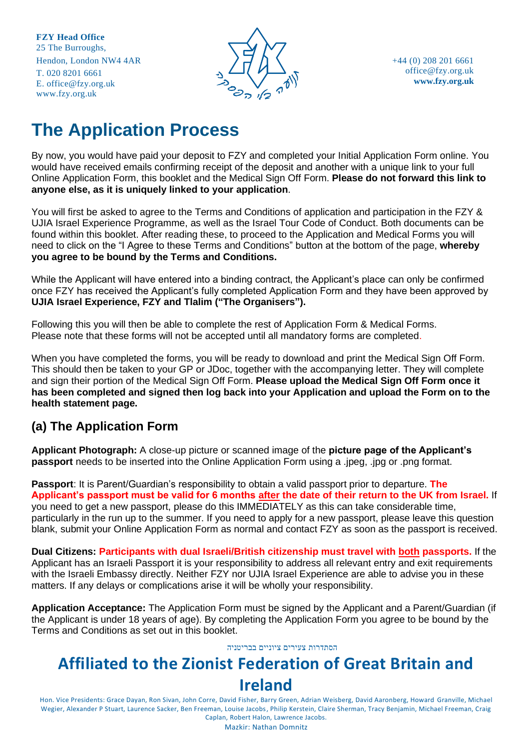# The Application Process

By now, you would have paid your deposit to FZY and completed your Initial Application Form online. You would have received emails confirming receipt of the deposit and another with a unique link to your full Online Application Form, this booklet and the Medical Sign Off Form. **Please do not forward this link to anyone else, as it is uniquely linked to your application**.

You will first be asked to agree to the Terms and Conditions of application and participation in the FZY & UJIA Israel Experience Programme, as well as the Israel Tour Code of Conduct. Both documents can be found within this booklet. After reading these, to proceed to the Application and Medical Forms you will need to click on the "I Agree to these Terms and Conditions" button at the bottom of the page, **whereby you agree to be bound by the Terms and Conditions.**

While the Applicant will have entered into a binding contract, the Applicant's place can only be confirmed once FZY has received the Applicant's fully completed Application Form and they have been approved by **UJIA Israel Experience, FZY and Tlalim ("The Organisers").**

Following this you will then be able to complete the rest of Application Form & Medical Forms. Please note that these forms will not be accepted until all mandatory forms are completed.

When you have completed the forms, you will be ready to download and print the Medical Sign Off Form. This should then be taken to your GP or JDoc, together with the accompanying letter. They will complete and sign their portion of the Medical Sign Off Form. **Please upload the Medical Sign Off Form once it has been completed and signed then log back into your Application and upload the Form on to the health statement page.**

## (a) The Application Form

**Applicant Photograph:** A close-up picture or scanned image of the **picture page of the Applicant's passport** needs to be inserted into the Online Application Form using a .jpeg, .jpg or .png format.

**Passport**: It is Parent/Guardian's responsibility to obtain a valid passport prior to departure. **The Applicant's passport must be valid for 6 months after the date of their return to the UK from Israel.** If you need to get a new passport, please do this IMMEDIATELY as this can take considerable time, particularly in the run up to the summer. If you need to apply for a new passport, please leave this question blank, submit your Online Application Form as normal and contact FZY as soon as the passport is received.

**Dual Citizens: Participants with dual Israeli/British citizenship must travel with both passports.** If the Applicant has an Israeli Passport it is your responsibility to address all relevant entry and exit requirements with the Israeli Embassy directly. Neither FZY nor UJIA Israel Experience are able to advise you in these matters. If any delays or complications arise it will be wholly your responsibility.

**Application Acceptance:** The Application Form must be signed by the Applicant and a Parent/Guardian (if the Applicant is under 18 years of age). By completing the Application Form you agree to be bound by the Terms and Conditions as set out in this booklet.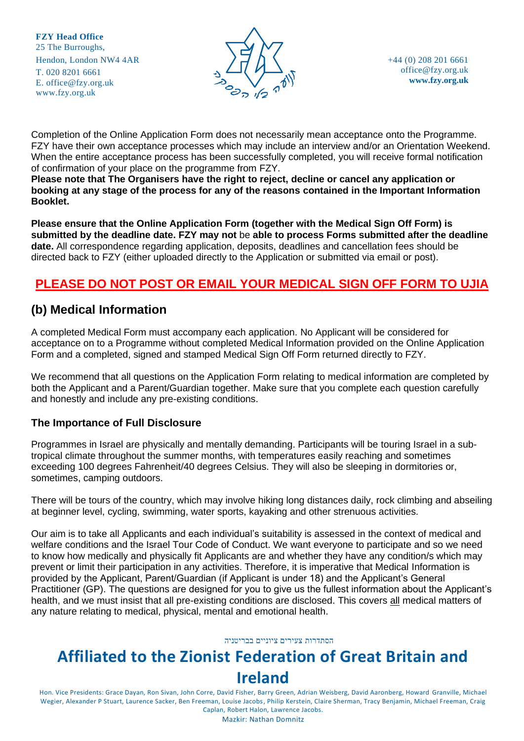Completion of the Online Application Form does not necessarily mean acceptance onto the Programme. FZY have their own acceptance processes which may include an interview and/or an Orientation Weekend. When the entire acceptance process has been successfully completed, you will receive formal notification of confirmation of your place on the programme from FZY.

**Please note that The Organisers have the right to reject, decline or cancel any application or booking at any stage of the process for any of the reasons contained in the Important Information Booklet.**

**Please ensure that the Online Application Form (together with the Medical Sign Off Form) is submitted by the deadline date. FZY may not** be **able to process Forms submitted after the deadline date.** All correspondence regarding application, deposits, deadlines and cancellation fees should be directed back to FZY (either uploaded directly to the Application or submitted via email or post).

## PLEASE DO NOT POST OR EMAIL YOUR MEDICAL SIGN OFF FORM TO UJIA

## (b) Medical Information

A completed Medical Form must accompany each application. No Applicant will be considered for acceptance on to a Programme without completed Medical Information provided on the Online Application Form and a completed, signed and stamped Medical Sign Off Form returned directly to FZY.

We recommend that all questions on the Application Form relating to medical information are completed by both the Applicant and a Parent/Guardian together. Make sure that you complete each question carefully and honestly and include any pre-existing conditions.

### The Importance of Full Disclosure

Programmes in Israel are physically and mentally demanding. Participants will be touring Israel in a sub-tropical climate throughout the summer months, with temperatures easily reaching and sometimes exceeding 100 degrees Fahrenheit/40 degrees Celsius. They will also be sleeping in dormitories or, sometimes, camping outdoors.

There will be tours of the country, which may involve hiking long distances daily, rock climbing and abseiling at beginner level, cycling, swimming, water sports, kayaking and other strenuous activities.

Our aim is to take all Applicants and each individual's suitability is assessed in the context of medical and welfare conditions and the Israel Tour Code of Conduct. We want everyone to participate and so we need to know how medically and physically fit Applicants are and whether they have any condition/s which may prevent or limit their participation in any activities. Therefore, it is imperative that Medical Information is provided by the Applicant, Parent/Guardian (if Applicant is under 18) and the Applicant's General Practitioner (GP). The questions are designed for you to give us the fullest information about the Applicant's health, and we must insist that all pre-existing conditions are disclosed. This covers all medical matters of any nature relating to medical, physical, mental and emotional health.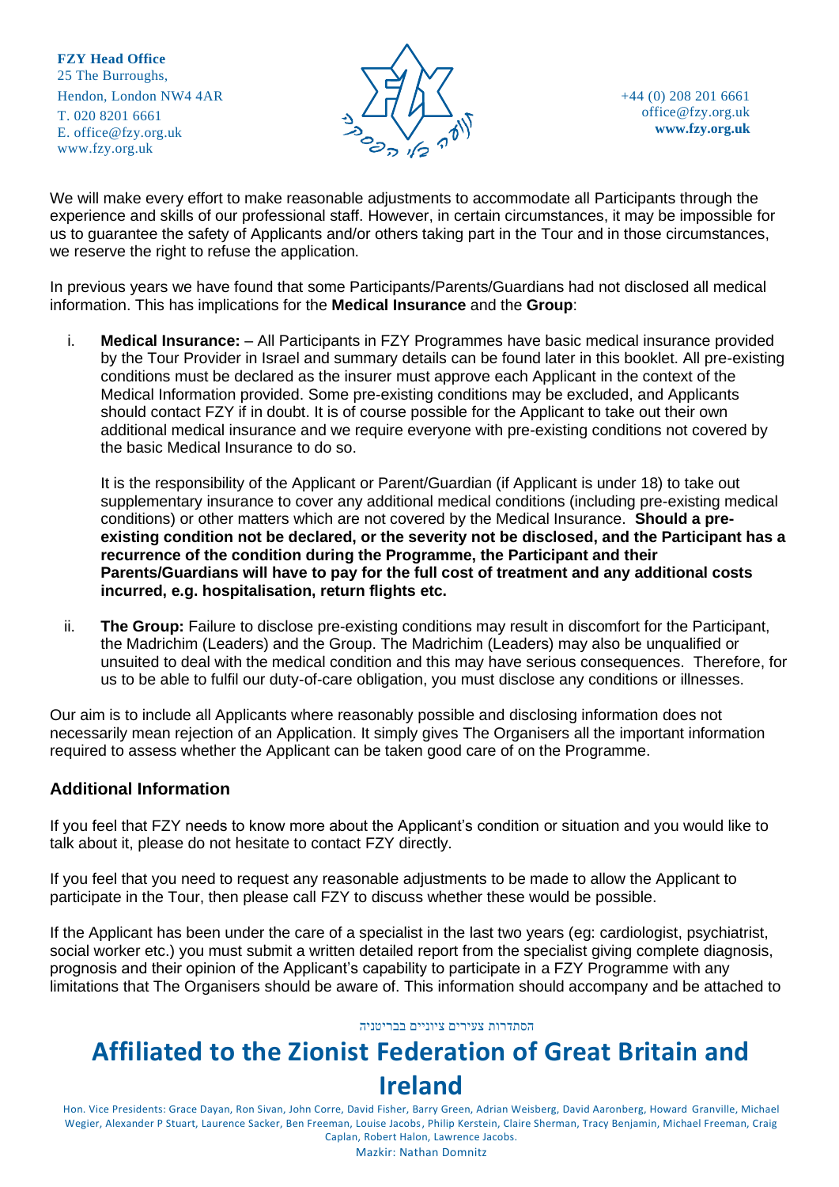We will make every effort to make reasonable adjustments to accommodate all Participants through the experience and skills of our professional staff. However, in certain circumstances, it may be impossible for us to guarantee the safety of Applicants and/or others taking part in the Tour and in those circumstances, we reserve the right to refuse the application.

In previous years we have found that some Participants/Parents/Guardians had not disclosed all medical information. This has implications for the **Medical Insurance** and the **Group**:

i. **Medical Insurance:** – All Participants in FZY Programmes have basic medical insurance provided by the Tour Provider in Israel and summary details can be found later in this booklet. All pre-existing conditions must be declared as the insurer must approve each Applicant in the context of the Medical Information provided. Some pre-existing conditions may be excluded, and Applicants should contact FZY if in doubt. It is of course possible for the Applicant to take out their own additional medical insurance and we require everyone with pre-existing conditions not covered by the basic Medical Insurance to do so.

   It is the responsibility of the Applicant or Parent/Guardian (if Applicant is under 18) to take out supplementary insurance to cover any additional medical conditions (including pre-existing medical conditions) or other matters which are not covered by the Medical Insurance. **Should a pre-existing condition not be declared, or the severity not be disclosed, and the Participant has a recurrence of the condition during the Programme, the Participant and their Parents/Guardians will have to pay for the full cost of treatment and any additional costs incurred, e.g. hospitalisation, return flights etc.**

ii. **The Group:** Failure to disclose pre-existing conditions may result in discomfort for the Participant, the Madrichim (Leaders) and the Group. The Madrichim (Leaders) may also be unqualified or unsuited to deal with the medical condition and this may have serious consequences. Therefore, for us to be able to fulfil our duty-of-care obligation, you must disclose any conditions or illnesses.

Our aim is to include all Applicants where reasonably possible and disclosing information does not necessarily mean rejection of an Application. It simply gives The Organisers all the important information required to assess whether the Applicant can be taken good care of on the Programme.

## Additional Information

If you feel that FZY needs to know more about the Applicant's condition or situation and you would like to talk about it, please do not hesitate to contact FZY directly.

If you feel that you need to request any reasonable adjustments to be made to allow the Applicant to participate in the Tour, then please call FZY to discuss whether these would be possible.

If the Applicant has been under the care of a specialist in the last two years (eg: cardiologist, psychiatrist, social worker etc.) you must submit a written detailed report from the specialist giving complete diagnosis, prognosis and their opinion of the Applicant's capability to participate in a FZY Programme with any limitations that The Organisers should be aware of. This information should accompany and be attached to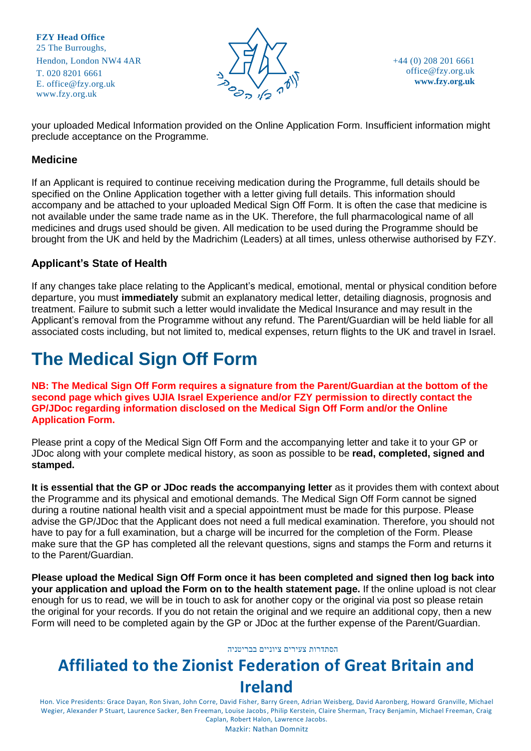your uploaded Medical Information provided on the Online Application Form. Insufficient information might preclude acceptance on the Programme.

### Medicine

If an Applicant is required to continue receiving medication during the Programme, full details should be specified on the Online Application together with a letter giving full details. This information should accompany and be attached to your uploaded Medical Sign Off Form. It is often the case that medicine is not available under the same trade name as in the UK. Therefore, the full pharmacological name of all medicines and drugs used should be given. All medication to be used during the Programme should be brought from the UK and held by the Madrichim (Leaders) at all times, unless otherwise authorised by FZY.

### Applicant's State of Health

If any changes take place relating to the Applicant's medical, emotional, mental or physical condition before departure, you must **immediately** submit an explanatory medical letter, detailing diagnosis, prognosis and treatment. Failure to submit such a letter would invalidate the Medical Insurance and may result in the Applicant's removal from the Programme without any refund. The Parent/Guardian will be held liable for all associated costs including, but not limited to, medical expenses, return flights to the UK and travel in Israel.

# The Medical Sign Off Form

**NB: The Medical Sign Off Form requires a signature from the Parent/Guardian at the bottom of the second page which gives UJIA Israel Experience and/or FZY permission to directly contact the GP/JDoc regarding information disclosed on the Medical Sign Off Form and/or the Online Application Form.**

Please print a copy of the Medical Sign Off Form and the accompanying letter and take it to your GP or JDoc along with your complete medical history, as soon as possible to be **read, completed, signed and stamped.**

**It is essential that the GP or JDoc reads the accompanying letter** as it provides them with context about the Programme and its physical and emotional demands. The Medical Sign Off Form cannot be signed during a routine national health visit and a special appointment must be made for this purpose. Please advise the GP/JDoc that the Applicant does not need a full medical examination. Therefore, you should not have to pay for a full examination, but a charge will be incurred for the completion of the Form. Please make sure that the GP has completed all the relevant questions, signs and stamps the Form and returns it to the Parent/Guardian.

**Please upload the Medical Sign Off Form once it has been completed and signed then log back into your application and upload the Form on to the health statement page.** If the online upload is not clear enough for us to read, we will be in touch to ask for another copy or the original via post so please retain the original for your records. If you do not retain the original and we require an additional copy, then a new Form will need to be completed again by the GP or JDoc at the further expense of the Parent/Guardian.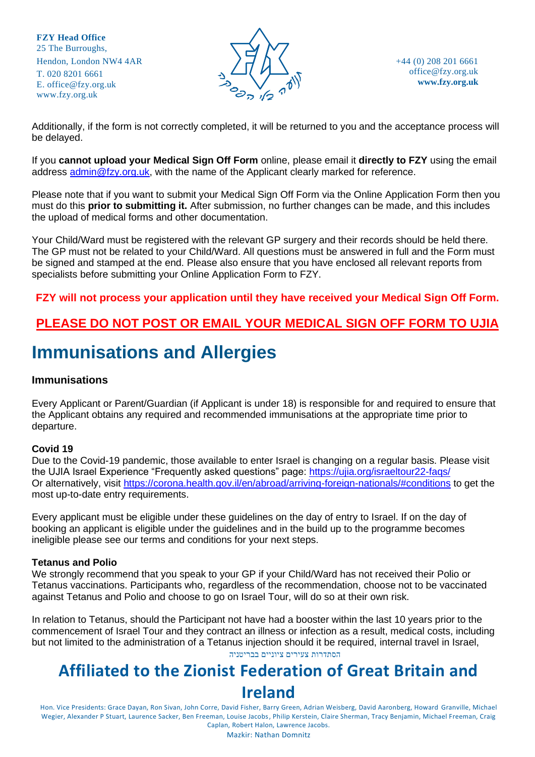Additionally, if the form is not correctly completed, it will be returned to you and the acceptance process will be delayed.

If you **cannot upload your Medical Sign Off Form** online, please email it **directly to FZY** using the email address admin@fzy.org.uk, with the name of the Applicant clearly marked for reference.

Please note that if you want to submit your Medical Sign Off Form via the Online Application Form then you must do this **prior to submitting it.** After submission, no further changes can be made, and this includes the upload of medical forms and other documentation.

Your Child/Ward must be registered with the relevant GP surgery and their records should be held there. The GP must not be related to your Child/Ward. All questions must be answered in full and the Form must be signed and stamped at the end. Please also ensure that you have enclosed all relevant reports from specialists before submitting your Online Application Form to FZY.

**FZY will not process your application until they have received your Medical Sign Off Form.**

**PLEASE DO NOT POST OR EMAIL YOUR MEDICAL SIGN OFF FORM TO UJIA**

# Immunisations and Allergies

### Immunisations

Every Applicant or Parent/Guardian (if Applicant is under 18) is responsible for and required to ensure that the Applicant obtains any required and recommended immunisations at the appropriate time prior to departure.

#### Covid 19

Due to the Covid-19 pandemic, those available to enter Israel is changing on a regular basis. Please visit the UJIA Israel Experience "Frequently asked questions" page: https://ujia.org/israeltour22-faqs/
Or alternatively, visit https://corona.health.gov.il/en/abroad/arriving-foreign-nationals/#conditions to get the most up-to-date entry requirements.

Every applicant must be eligible under these guidelines on the day of entry to Israel. If on the day of booking an applicant is eligible under the guidelines and in the build up to the programme becomes ineligible please see our terms and conditions for your next steps.

#### Tetanus and Polio

We strongly recommend that you speak to your GP if your Child/Ward has not received their Polio or Tetanus vaccinations. Participants who, regardless of the recommendation, choose not to be vaccinated against Tetanus and Polio and choose to go on Israel Tour, will do so at their own risk.

In relation to Tetanus, should the Participant not have had a booster within the last 10 years prior to the commencement of Israel Tour and they contract an illness or infection as a result, medical costs, including but not limited to the administration of a Tetanus injection should it be required, internal travel in Israel,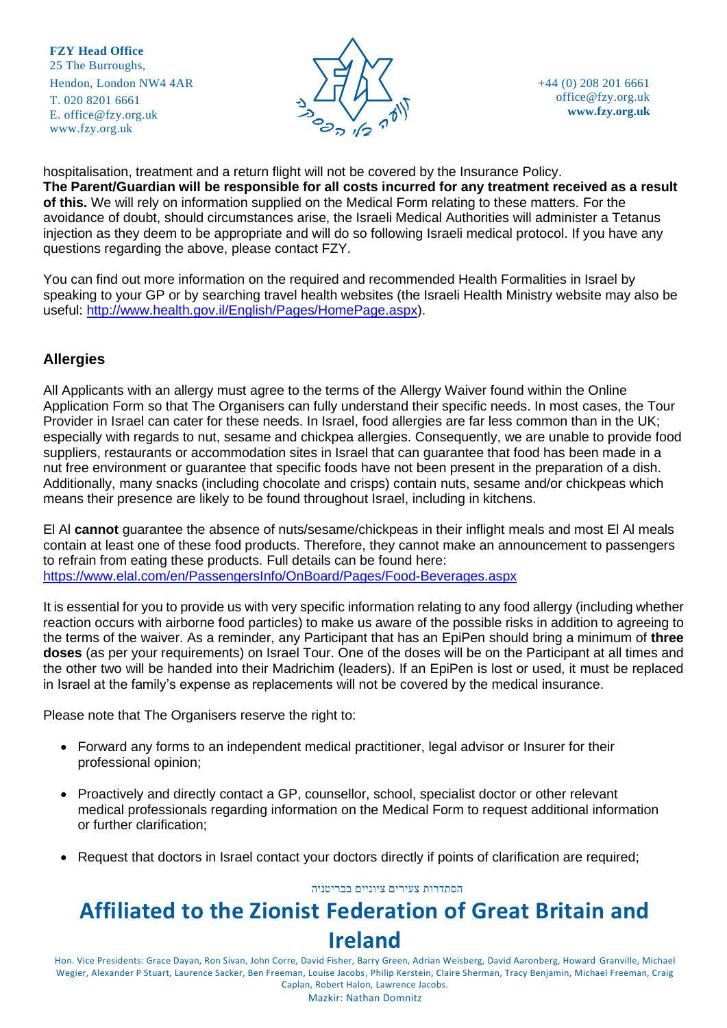hospitalisation, treatment and a return flight will not be covered by the Insurance Policy. **The Parent/Guardian will be responsible for all costs incurred for any treatment received as a result of this.** We will rely on information supplied on the Medical Form relating to these matters. For the avoidance of doubt, should circumstances arise, the Israeli Medical Authorities will administer a Tetanus injection as they deem to be appropriate and will do so following Israeli medical protocol. If you have any questions regarding the above, please contact FZY.

You can find out more information on the required and recommended Health Formalities in Israel by speaking to your GP or by searching travel health websites (the Israeli Health Ministry website may also be useful: [http://www.health.gov.il/English/Pages/HomePage.aspx](http://www.health.gov.il/English/Pages/HomePage.aspx)).

## Allergies

All Applicants with an allergy must agree to the terms of the Allergy Waiver found within the Online Application Form so that The Organisers can fully understand their specific needs. In most cases, the Tour Provider in Israel can cater for these needs. In Israel, food allergies are far less common than in the UK; especially with regards to nut, sesame and chickpea allergies. Consequently, we are unable to provide food suppliers, restaurants or accommodation sites in Israel that can guarantee that food has been made in a nut free environment or guarantee that specific foods have not been present in the preparation of a dish. Additionally, many snacks (including chocolate and crisps) contain nuts, sesame and/or chickpeas which means their presence are likely to be found throughout Israel, including in kitchens.

El Al **cannot** guarantee the absence of nuts/sesame/chickpeas in their inflight meals and most El Al meals contain at least one of these food products. Therefore, they cannot make an announcement to passengers to refrain from eating these products. Full details can be found here: [https://www.elal.com/en/PassengersInfo/OnBoard/Pages/Food-Beverages.aspx](https://www.elal.com/en/PassengersInfo/OnBoard/Pages/Food-Beverages.aspx)

It is essential for you to provide us with very specific information relating to any food allergy (including whether reaction occurs with airborne food particles) to make us aware of the possible risks in addition to agreeing to the terms of the waiver. As a reminder, any Participant that has an EpiPen should bring a minimum of **three doses** (as per your requirements) on Israel Tour. One of the doses will be on the Participant at all times and the other two will be handed into their Madrichim (leaders). If an EpiPen is lost or used, it must be replaced in Israel at the family's expense as replacements will not be covered by the medical insurance.

Please note that The Organisers reserve the right to:

- Forward any forms to an independent medical practitioner, legal advisor or Insurer for their professional opinion;
- Proactively and directly contact a GP, counsellor, school, specialist doctor or other relevant medical professionals regarding information on the Medical Form to request additional information or further clarification;
- Request that doctors in Israel contact your doctors directly if points of clarification are required;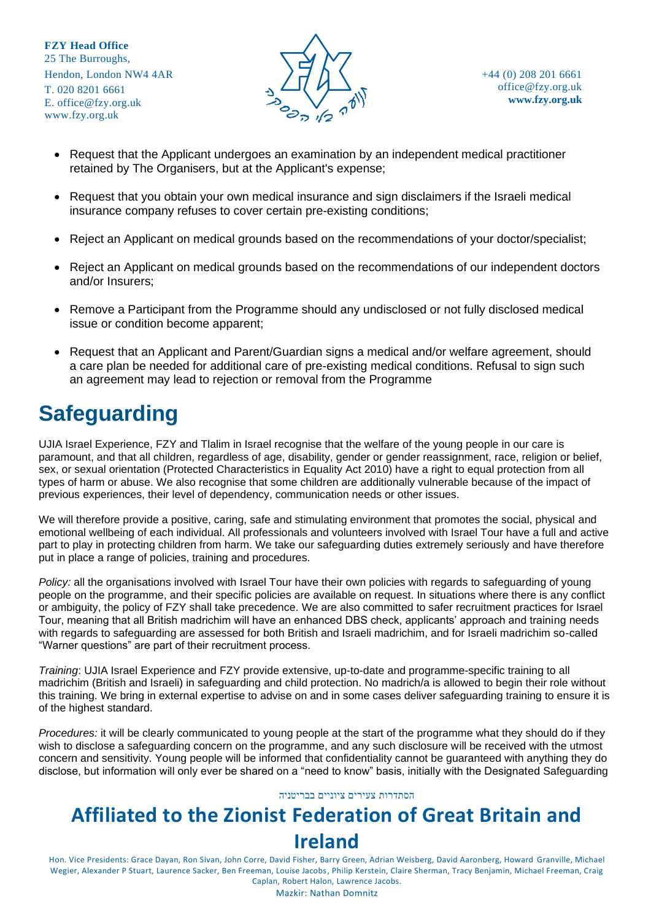- Request that the Applicant undergoes an examination by an independent medical practitioner retained by The Organisers, but at the Applicant's expense;
- Request that you obtain your own medical insurance and sign disclaimers if the Israeli medical insurance company refuses to cover certain pre-existing conditions;
- Reject an Applicant on medical grounds based on the recommendations of your doctor/specialist;
- Reject an Applicant on medical grounds based on the recommendations of our independent doctors and/or Insurers;
- Remove a Participant from the Programme should any undisclosed or not fully disclosed medical issue or condition become apparent;
- Request that an Applicant and Parent/Guardian signs a medical and/or welfare agreement, should a care plan be needed for additional care of pre-existing medical conditions. Refusal to sign such an agreement may lead to rejection or removal from the Programme

# Safeguarding

UJIA Israel Experience, FZY and Tlalim in Israel recognise that the welfare of the young people in our care is paramount, and that all children, regardless of age, disability, gender or gender reassignment, race, religion or belief, sex, or sexual orientation (Protected Characteristics in Equality Act 2010) have a right to equal protection from all types of harm or abuse. We also recognise that some children are additionally vulnerable because of the impact of previous experiences, their level of dependency, communication needs or other issues.

We will therefore provide a positive, caring, safe and stimulating environment that promotes the social, physical and emotional wellbeing of each individual. All professionals and volunteers involved with Israel Tour have a full and active part to play in protecting children from harm. We take our safeguarding duties extremely seriously and have therefore put in place a range of policies, training and procedures.

*Policy:* all the organisations involved with Israel Tour have their own policies with regards to safeguarding of young people on the programme, and their specific policies are available on request. In situations where there is any conflict or ambiguity, the policy of FZY shall take precedence. We are also committed to safer recruitment practices for Israel Tour, meaning that all British madrichim will have an enhanced DBS check, applicants' approach and training needs with regards to safeguarding are assessed for both British and Israeli madrichim, and for Israeli madrichim so-called "Warner questions" are part of their recruitment process.

*Training*: UJIA Israel Experience and FZY provide extensive, up-to-date and programme-specific training to all madrichim (British and Israeli) in safeguarding and child protection. No madrich/a is allowed to begin their role without this training. We bring in external expertise to advise on and in some cases deliver safeguarding training to ensure it is of the highest standard.

*Procedures:* it will be clearly communicated to young people at the start of the programme what they should do if they wish to disclose a safeguarding concern on the programme, and any such disclosure will be received with the utmost concern and sensitivity. Young people will be informed that confidentiality cannot be guaranteed with anything they do disclose, but information will only ever be shared on a "need to know" basis, initially with the Designated Safeguarding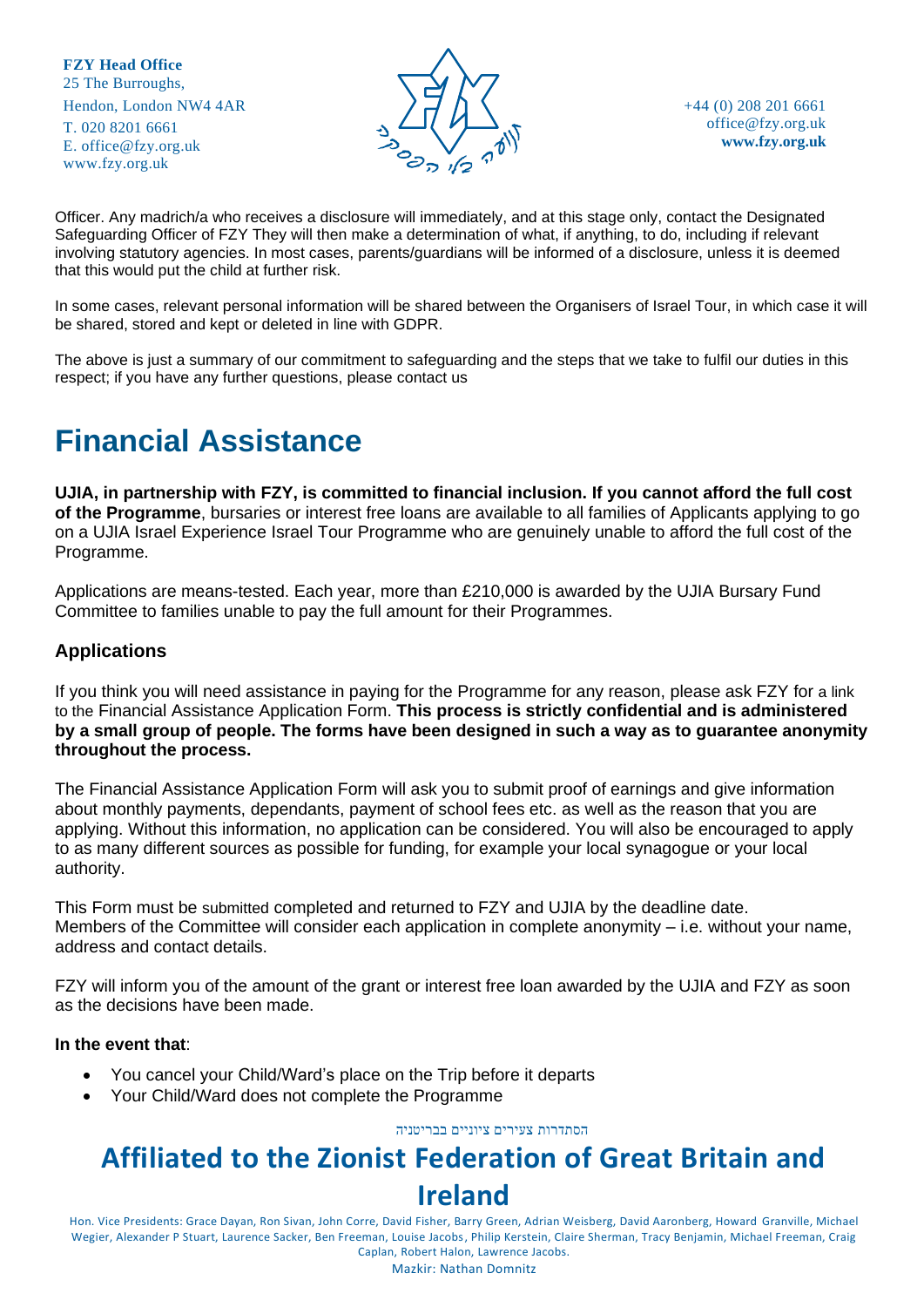Officer. Any madrich/a who receives a disclosure will immediately, and at this stage only, contact the Designated Safeguarding Officer of FZY They will then make a determination of what, if anything, to do, including if relevant involving statutory agencies. In most cases, parents/guardians will be informed of a disclosure, unless it is deemed that this would put the child at further risk.

In some cases, relevant personal information will be shared between the Organisers of Israel Tour, in which case it will be shared, stored and kept or deleted in line with GDPR.

The above is just a summary of our commitment to safeguarding and the steps that we take to fulfil our duties in this respect; if you have any further questions, please contact us

# Financial Assistance

**UJIA, in partnership with FZY, is committed to financial inclusion. If you cannot afford the full cost of the Programme**, bursaries or interest free loans are available to all families of Applicants applying to go on a UJIA Israel Experience Israel Tour Programme who are genuinely unable to afford the full cost of the Programme.

Applications are means-tested. Each year, more than £210,000 is awarded by the UJIA Bursary Fund Committee to families unable to pay the full amount for their Programmes.

## Applications

If you think you will need assistance in paying for the Programme for any reason, please ask FZY for a link to the Financial Assistance Application Form. **This process is strictly confidential and is administered by a small group of people. The forms have been designed in such a way as to guarantee anonymity throughout the process.**

The Financial Assistance Application Form will ask you to submit proof of earnings and give information about monthly payments, dependants, payment of school fees etc. as well as the reason that you are applying. Without this information, no application can be considered. You will also be encouraged to apply to as many different sources as possible for funding, for example your local synagogue or your local authority.

This Form must be submitted completed and returned to FZY and UJIA by the deadline date.
Members of the Committee will consider each application in complete anonymity – i.e. without your name, address and contact details.

FZY will inform you of the amount of the grant or interest free loan awarded by the UJIA and FZY as soon as the decisions have been made.

**In the event that**:

- You cancel your Child/Ward's place on the Trip before it departs
- Your Child/Ward does not complete the Programme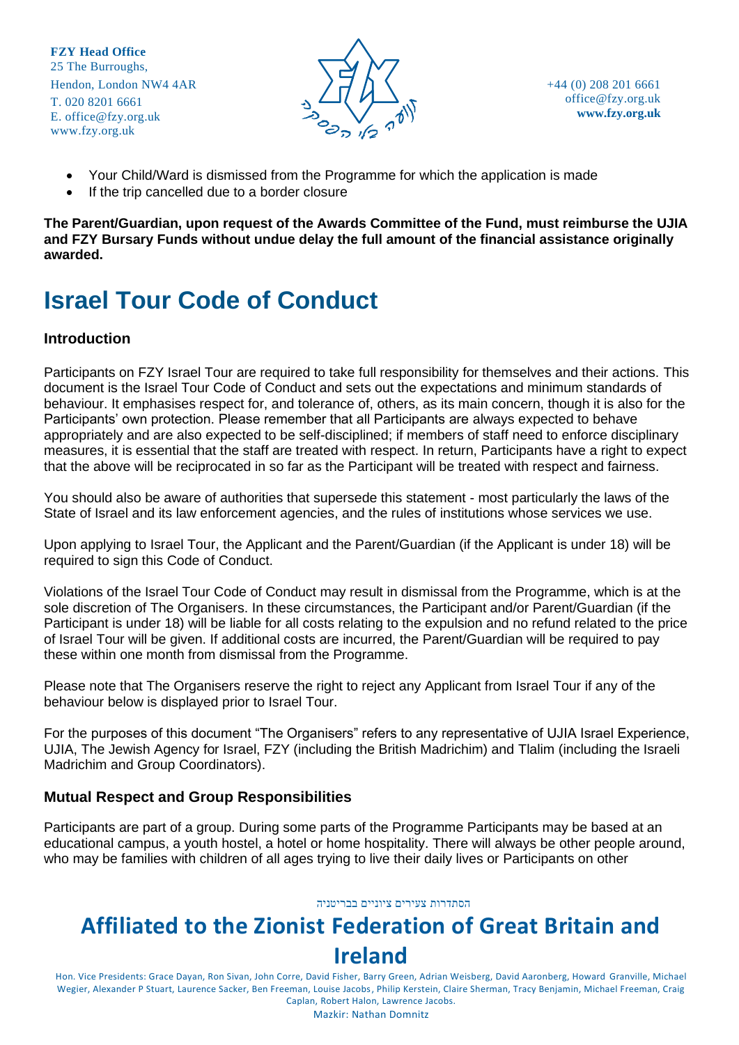- Your Child/Ward is dismissed from the Programme for which the application is made
- If the trip cancelled due to a border closure

**The Parent/Guardian, upon request of the Awards Committee of the Fund, must reimburse the UJIA and FZY Bursary Funds without undue delay the full amount of the financial assistance originally awarded.**

# Israel Tour Code of Conduct

### Introduction

Participants on FZY Israel Tour are required to take full responsibility for themselves and their actions. This document is the Israel Tour Code of Conduct and sets out the expectations and minimum standards of behaviour. It emphasises respect for, and tolerance of, others, as its main concern, though it is also for the Participants' own protection. Please remember that all Participants are always expected to behave appropriately and are also expected to be self-disciplined; if members of staff need to enforce disciplinary measures, it is essential that the staff are treated with respect. In return, Participants have a right to expect that the above will be reciprocated in so far as the Participant will be treated with respect and fairness.

You should also be aware of authorities that supersede this statement - most particularly the laws of the State of Israel and its law enforcement agencies, and the rules of institutions whose services we use.

Upon applying to Israel Tour, the Applicant and the Parent/Guardian (if the Applicant is under 18) will be required to sign this Code of Conduct.

Violations of the Israel Tour Code of Conduct may result in dismissal from the Programme, which is at the sole discretion of The Organisers. In these circumstances, the Participant and/or Parent/Guardian (if the Participant is under 18) will be liable for all costs relating to the expulsion and no refund related to the price of Israel Tour will be given. If additional costs are incurred, the Parent/Guardian will be required to pay these within one month from dismissal from the Programme.

Please note that The Organisers reserve the right to reject any Applicant from Israel Tour if any of the behaviour below is displayed prior to Israel Tour.

For the purposes of this document "The Organisers" refers to any representative of UJIA Israel Experience, UJIA, The Jewish Agency for Israel, FZY (including the British Madrichim) and Tlalim (including the Israeli Madrichim and Group Coordinators).

### Mutual Respect and Group Responsibilities

Participants are part of a group. During some parts of the Programme Participants may be based at an educational campus, a youth hostel, a hotel or home hospitality. There will always be other people around, who may be families with children of all ages trying to live their daily lives or Participants on other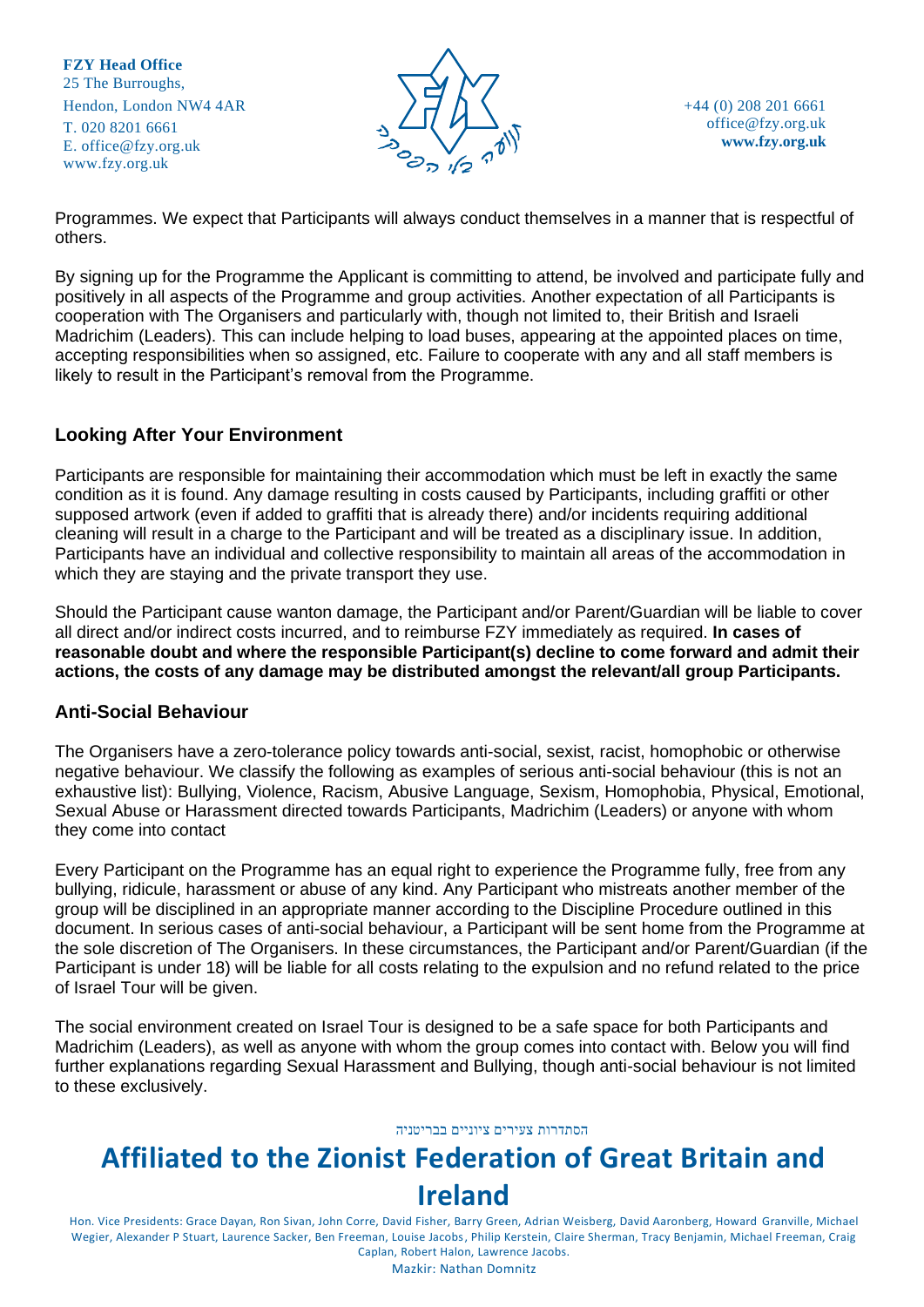Programmes. We expect that Participants will always conduct themselves in a manner that is respectful of others.

By signing up for the Programme the Applicant is committing to attend, be involved and participate fully and positively in all aspects of the Programme and group activities. Another expectation of all Participants is cooperation with The Organisers and particularly with, though not limited to, their British and Israeli Madrichim (Leaders). This can include helping to load buses, appearing at the appointed places on time, accepting responsibilities when so assigned, etc. Failure to cooperate with any and all staff members is likely to result in the Participant's removal from the Programme.

## Looking After Your Environment

Participants are responsible for maintaining their accommodation which must be left in exactly the same condition as it is found. Any damage resulting in costs caused by Participants, including graffiti or other supposed artwork (even if added to graffiti that is already there) and/or incidents requiring additional cleaning will result in a charge to the Participant and will be treated as a disciplinary issue. In addition, Participants have an individual and collective responsibility to maintain all areas of the accommodation in which they are staying and the private transport they use.

Should the Participant cause wanton damage, the Participant and/or Parent/Guardian will be liable to cover all direct and/or indirect costs incurred, and to reimburse FZY immediately as required. **In cases of reasonable doubt and where the responsible Participant(s) decline to come forward and admit their actions, the costs of any damage may be distributed amongst the relevant/all group Participants.**

## Anti-Social Behaviour

The Organisers have a zero-tolerance policy towards anti-social, sexist, racist, homophobic or otherwise negative behaviour. We classify the following as examples of serious anti-social behaviour (this is not an exhaustive list): Bullying, Violence, Racism, Abusive Language, Sexism, Homophobia, Physical, Emotional, Sexual Abuse or Harassment directed towards Participants, Madrichim (Leaders) or anyone with whom they come into contact

Every Participant on the Programme has an equal right to experience the Programme fully, free from any bullying, ridicule, harassment or abuse of any kind. Any Participant who mistreats another member of the group will be disciplined in an appropriate manner according to the Discipline Procedure outlined in this document. In serious cases of anti-social behaviour, a Participant will be sent home from the Programme at the sole discretion of The Organisers. In these circumstances, the Participant and/or Parent/Guardian (if the Participant is under 18) will be liable for all costs relating to the expulsion and no refund related to the price of Israel Tour will be given.

The social environment created on Israel Tour is designed to be a safe space for both Participants and Madrichim (Leaders), as well as anyone with whom the group comes into contact with. Below you will find further explanations regarding Sexual Harassment and Bullying, though anti-social behaviour is not limited to these exclusively.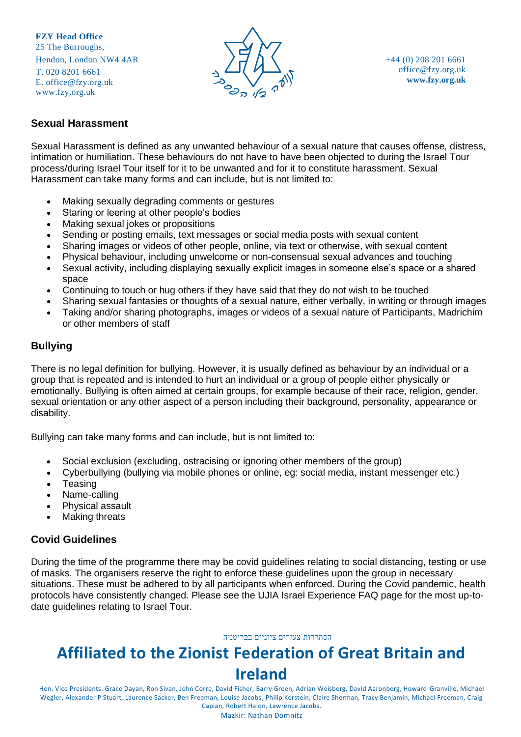## Sexual Harassment

Sexual Harassment is defined as any unwanted behaviour of a sexual nature that causes offense, distress, intimation or humiliation. These behaviours do not have to have been objected to during the Israel Tour process/during Israel Tour itself for it to be unwanted and for it to constitute harassment. Sexual Harassment can take many forms and can include, but is not limited to:

- Making sexually degrading comments or gestures
- Staring or leering at other people's bodies
- Making sexual jokes or propositions
- Sending or posting emails, text messages or social media posts with sexual content
- Sharing images or videos of other people, online, via text or otherwise, with sexual content
- Physical behaviour, including unwelcome or non-consensual sexual advances and touching
- Sexual activity, including displaying sexually explicit images in someone else's space or a shared space
- Continuing to touch or hug others if they have said that they do not wish to be touched
- Sharing sexual fantasies or thoughts of a sexual nature, either verbally, in writing or through images
- Taking and/or sharing photographs, images or videos of a sexual nature of Participants, Madrichim or other members of staff

## Bullying

There is no legal definition for bullying. However, it is usually defined as behaviour by an individual or a group that is repeated and is intended to hurt an individual or a group of people either physically or emotionally. Bullying is often aimed at certain groups, for example because of their race, religion, gender, sexual orientation or any other aspect of a person including their background, personality, appearance or disability.

Bullying can take many forms and can include, but is not limited to:

- Social exclusion (excluding, ostracising or ignoring other members of the group)
- Cyberbullying (bullying via mobile phones or online, eg: social media, instant messenger etc.)
- Teasing
- Name-calling
- Physical assault
- Making threats

## Covid Guidelines

During the time of the programme there may be covid guidelines relating to social distancing, testing or use of masks. The organisers reserve the right to enforce these guidelines upon the group in necessary situations. These must be adhered to by all participants when enforced. During the Covid pandemic, health protocols have consistently changed. Please see the UJIA Israel Experience FAQ page for the most up-to-date guidelines relating to Israel Tour.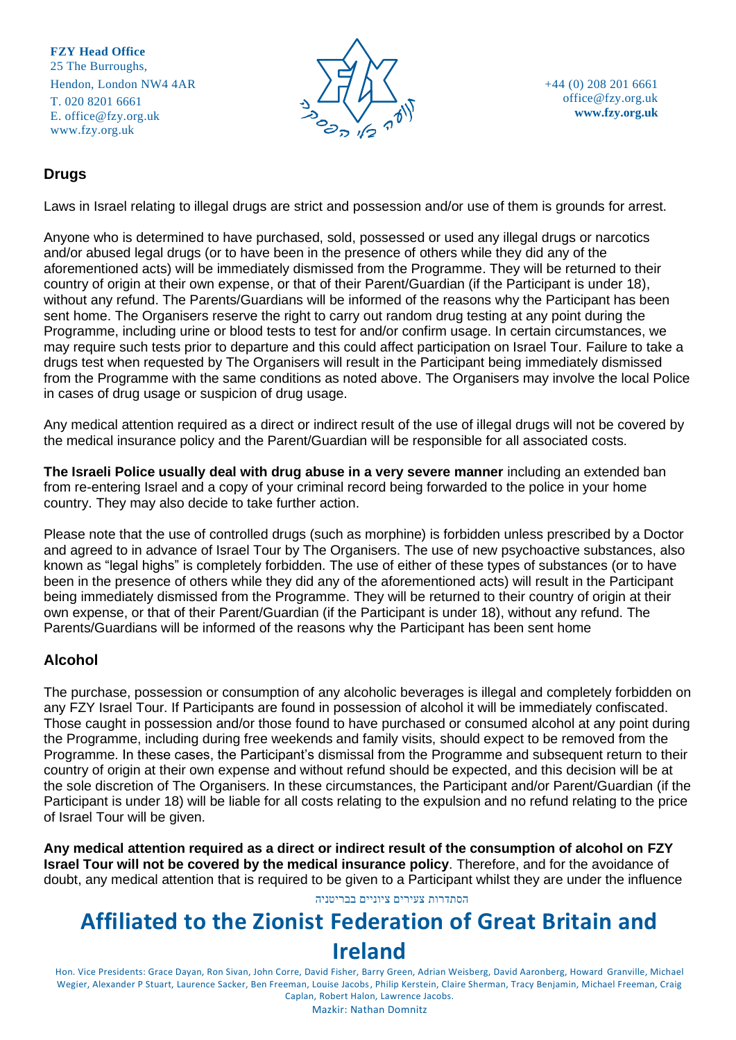## Drugs

Laws in Israel relating to illegal drugs are strict and possession and/or use of them is grounds for arrest.

Anyone who is determined to have purchased, sold, possessed or used any illegal drugs or narcotics and/or abused legal drugs (or to have been in the presence of others while they did any of the aforementioned acts) will be immediately dismissed from the Programme. They will be returned to their country of origin at their own expense, or that of their Parent/Guardian (if the Participant is under 18), without any refund. The Parents/Guardians will be informed of the reasons why the Participant has been sent home. The Organisers reserve the right to carry out random drug testing at any point during the Programme, including urine or blood tests to test for and/or confirm usage. In certain circumstances, we may require such tests prior to departure and this could affect participation on Israel Tour. Failure to take a drugs test when requested by The Organisers will result in the Participant being immediately dismissed from the Programme with the same conditions as noted above. The Organisers may involve the local Police in cases of drug usage or suspicion of drug usage.

Any medical attention required as a direct or indirect result of the use of illegal drugs will not be covered by the medical insurance policy and the Parent/Guardian will be responsible for all associated costs.

**The Israeli Police usually deal with drug abuse in a very severe manner** including an extended ban from re-entering Israel and a copy of your criminal record being forwarded to the police in your home country. They may also decide to take further action.

Please note that the use of controlled drugs (such as morphine) is forbidden unless prescribed by a Doctor and agreed to in advance of Israel Tour by The Organisers. The use of new psychoactive substances, also known as "legal highs" is completely forbidden. The use of either of these types of substances (or to have been in the presence of others while they did any of the aforementioned acts) will result in the Participant being immediately dismissed from the Programme. They will be returned to their country of origin at their own expense, or that of their Parent/Guardian (if the Participant is under 18), without any refund. The Parents/Guardians will be informed of the reasons why the Participant has been sent home

## Alcohol

The purchase, possession or consumption of any alcoholic beverages is illegal and completely forbidden on any FZY Israel Tour. If Participants are found in possession of alcohol it will be immediately confiscated. Those caught in possession and/or those found to have purchased or consumed alcohol at any point during the Programme, including during free weekends and family visits, should expect to be removed from the Programme. In these cases, the Participant's dismissal from the Programme and subsequent return to their country of origin at their own expense and without refund should be expected, and this decision will be at the sole discretion of The Organisers. In these circumstances, the Participant and/or Parent/Guardian (if the Participant is under 18) will be liable for all costs relating to the expulsion and no refund relating to the price of Israel Tour will be given.

**Any medical attention required as a direct or indirect result of the consumption of alcohol on FZY Israel Tour will not be covered by the medical insurance policy**. Therefore, and for the avoidance of doubt, any medical attention that is required to be given to a Participant whilst they are under the influence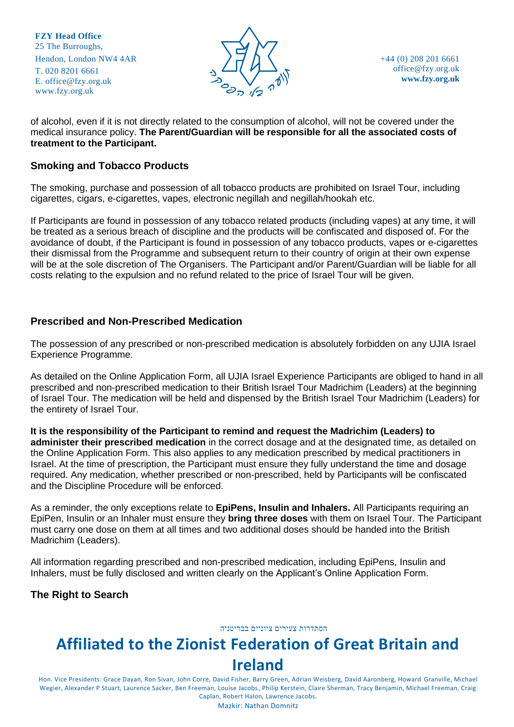of alcohol, even if it is not directly related to the consumption of alcohol, will not be covered under the medical insurance policy. **The Parent/Guardian will be responsible for all the associated costs of treatment to the Participant.**

## Smoking and Tobacco Products

The smoking, purchase and possession of all tobacco products are prohibited on Israel Tour, including cigarettes, cigars, e-cigarettes, vapes, electronic negillah and negillah/hookah etc.

If Participants are found in possession of any tobacco related products (including vapes) at any time, it will be treated as a serious breach of discipline and the products will be confiscated and disposed of. For the avoidance of doubt, if the Participant is found in possession of any tobacco products, vapes or e-cigarettes their dismissal from the Programme and subsequent return to their country of origin at their own expense will be at the sole discretion of The Organisers. The Participant and/or Parent/Guardian will be liable for all costs relating to the expulsion and no refund related to the price of Israel Tour will be given.

## Prescribed and Non-Prescribed Medication

The possession of any prescribed or non-prescribed medication is absolutely forbidden on any UJIA Israel Experience Programme.

As detailed on the Online Application Form, all UJIA Israel Experience Participants are obliged to hand in all prescribed and non-prescribed medication to their British Israel Tour Madrichim (Leaders) at the beginning of Israel Tour. The medication will be held and dispensed by the British Israel Tour Madrichim (Leaders) for the entirety of Israel Tour.

**It is the responsibility of the Participant to remind and request the Madrichim (Leaders) to administer their prescribed medication** in the correct dosage and at the designated time, as detailed on the Online Application Form. This also applies to any medication prescribed by medical practitioners in Israel. At the time of prescription, the Participant must ensure they fully understand the time and dosage required. Any medication, whether prescribed or non-prescribed, held by Participants will be confiscated and the Discipline Procedure will be enforced.

As a reminder, the only exceptions relate to **EpiPens, Insulin and Inhalers.** All Participants requiring an EpiPen, Insulin or an Inhaler must ensure they **bring three doses** with them on Israel Tour. The Participant must carry one dose on them at all times and two additional doses should be handed into the British Madrichim (Leaders).

All information regarding prescribed and non-prescribed medication, including EpiPens, Insulin and Inhalers, must be fully disclosed and written clearly on the Applicant's Online Application Form.

## The Right to Search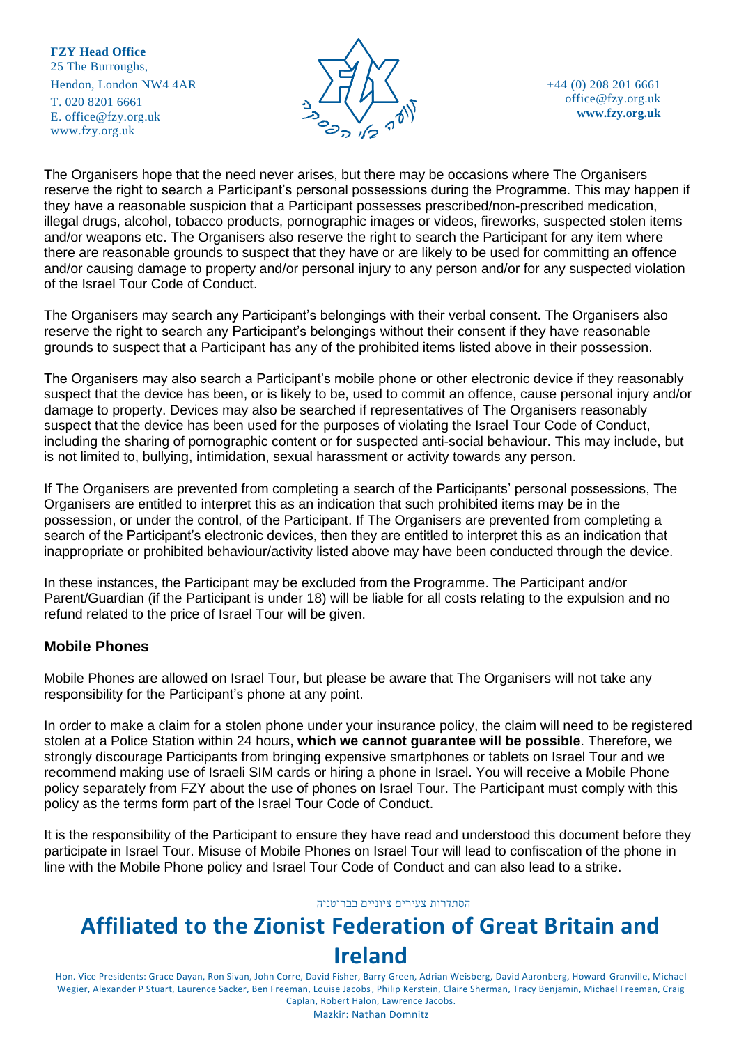The Organisers hope that the need never arises, but there may be occasions where The Organisers reserve the right to search a Participant's personal possessions during the Programme. This may happen if they have a reasonable suspicion that a Participant possesses prescribed/non-prescribed medication, illegal drugs, alcohol, tobacco products, pornographic images or videos, fireworks, suspected stolen items and/or weapons etc. The Organisers also reserve the right to search the Participant for any item where there are reasonable grounds to suspect that they have or are likely to be used for committing an offence and/or causing damage to property and/or personal injury to any person and/or for any suspected violation of the Israel Tour Code of Conduct.

The Organisers may search any Participant's belongings with their verbal consent. The Organisers also reserve the right to search any Participant's belongings without their consent if they have reasonable grounds to suspect that a Participant has any of the prohibited items listed above in their possession.

The Organisers may also search a Participant's mobile phone or other electronic device if they reasonably suspect that the device has been, or is likely to be, used to commit an offence, cause personal injury and/or damage to property. Devices may also be searched if representatives of The Organisers reasonably suspect that the device has been used for the purposes of violating the Israel Tour Code of Conduct, including the sharing of pornographic content or for suspected anti-social behaviour. This may include, but is not limited to, bullying, intimidation, sexual harassment or activity towards any person.

If The Organisers are prevented from completing a search of the Participants' personal possessions, The Organisers are entitled to interpret this as an indication that such prohibited items may be in the possession, or under the control, of the Participant. If The Organisers are prevented from completing a search of the Participant's electronic devices, then they are entitled to interpret this as an indication that inappropriate or prohibited behaviour/activity listed above may have been conducted through the device.

In these instances, the Participant may be excluded from the Programme. The Participant and/or Parent/Guardian (if the Participant is under 18) will be liable for all costs relating to the expulsion and no refund related to the price of Israel Tour will be given.

### Mobile Phones

Mobile Phones are allowed on Israel Tour, but please be aware that The Organisers will not take any responsibility for the Participant's phone at any point.

In order to make a claim for a stolen phone under your insurance policy, the claim will need to be registered stolen at a Police Station within 24 hours, **which we cannot guarantee will be possible**. Therefore, we strongly discourage Participants from bringing expensive smartphones or tablets on Israel Tour and we recommend making use of Israeli SIM cards or hiring a phone in Israel. You will receive a Mobile Phone policy separately from FZY about the use of phones on Israel Tour. The Participant must comply with this policy as the terms form part of the Israel Tour Code of Conduct.

It is the responsibility of the Participant to ensure they have read and understood this document before they participate in Israel Tour. Misuse of Mobile Phones on Israel Tour will lead to confiscation of the phone in line with the Mobile Phone policy and Israel Tour Code of Conduct and can also lead to a strike.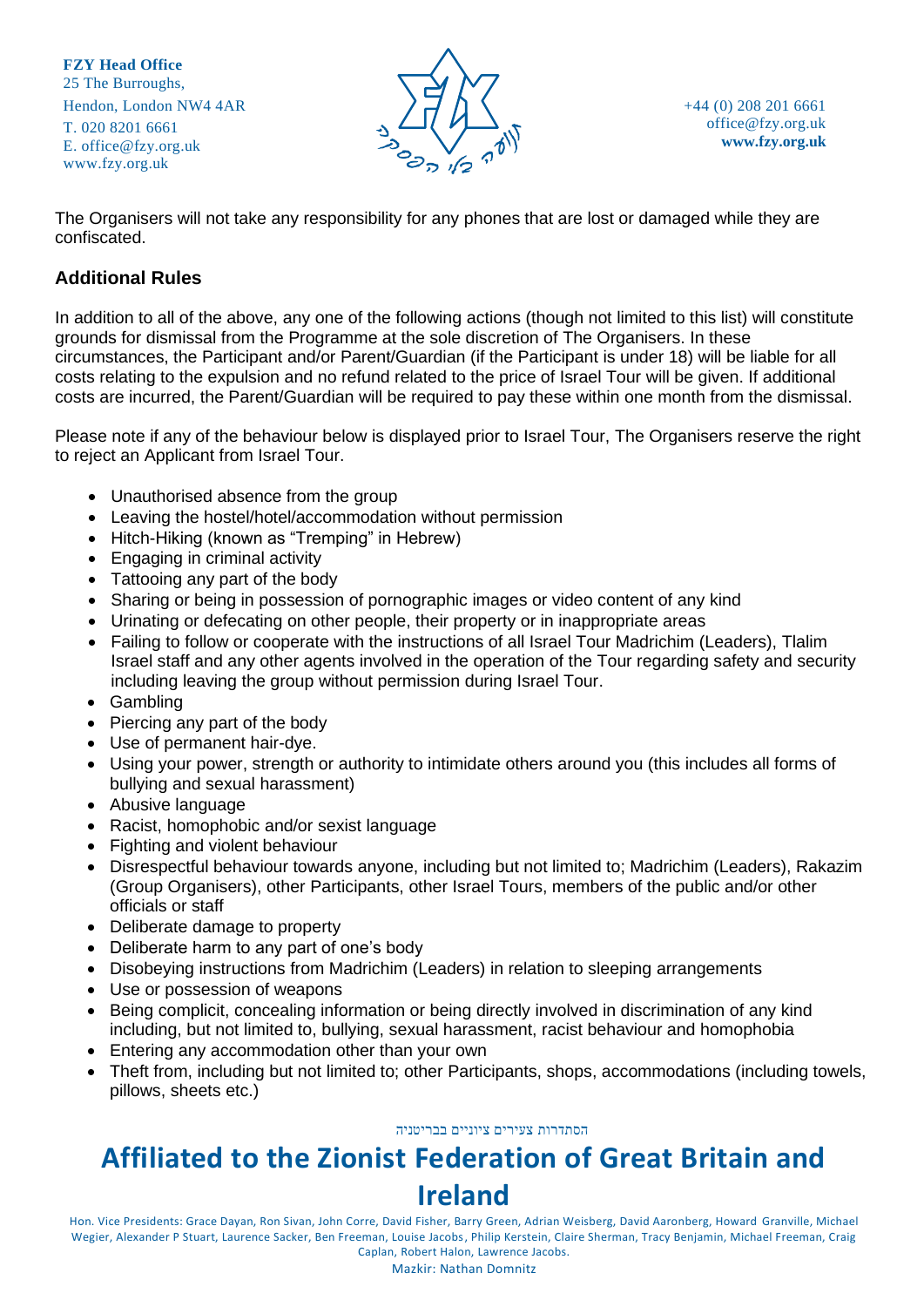The Organisers will not take any responsibility for any phones that are lost or damaged while they are confiscated.

### Additional Rules

In addition to all of the above, any one of the following actions (though not limited to this list) will constitute grounds for dismissal from the Programme at the sole discretion of The Organisers. In these circumstances, the Participant and/or Parent/Guardian (if the Participant is under 18) will be liable for all costs relating to the expulsion and no refund related to the price of Israel Tour will be given. If additional costs are incurred, the Parent/Guardian will be required to pay these within one month from the dismissal.

Please note if any of the behaviour below is displayed prior to Israel Tour, The Organisers reserve the right to reject an Applicant from Israel Tour.

- Unauthorised absence from the group
- Leaving the hostel/hotel/accommodation without permission
- Hitch-Hiking (known as "Tremping" in Hebrew)
- Engaging in criminal activity
- Tattooing any part of the body
- Sharing or being in possession of pornographic images or video content of any kind
- Urinating or defecating on other people, their property or in inappropriate areas
- Failing to follow or cooperate with the instructions of all Israel Tour Madrichim (Leaders), Tlalim Israel staff and any other agents involved in the operation of the Tour regarding safety and security including leaving the group without permission during Israel Tour.
- Gambling
- Piercing any part of the body
- Use of permanent hair-dye.
- Using your power, strength or authority to intimidate others around you (this includes all forms of bullying and sexual harassment)
- Abusive language
- Racist, homophobic and/or sexist language
- Fighting and violent behaviour
- Disrespectful behaviour towards anyone, including but not limited to; Madrichim (Leaders), Rakazim (Group Organisers), other Participants, other Israel Tours, members of the public and/or other officials or staff
- Deliberate damage to property
- Deliberate harm to any part of one's body
- Disobeying instructions from Madrichim (Leaders) in relation to sleeping arrangements
- Use or possession of weapons
- Being complicit, concealing information or being directly involved in discrimination of any kind including, but not limited to, bullying, sexual harassment, racist behaviour and homophobia
- Entering any accommodation other than your own
- Theft from, including but not limited to; other Participants, shops, accommodations (including towels, pillows, sheets etc.)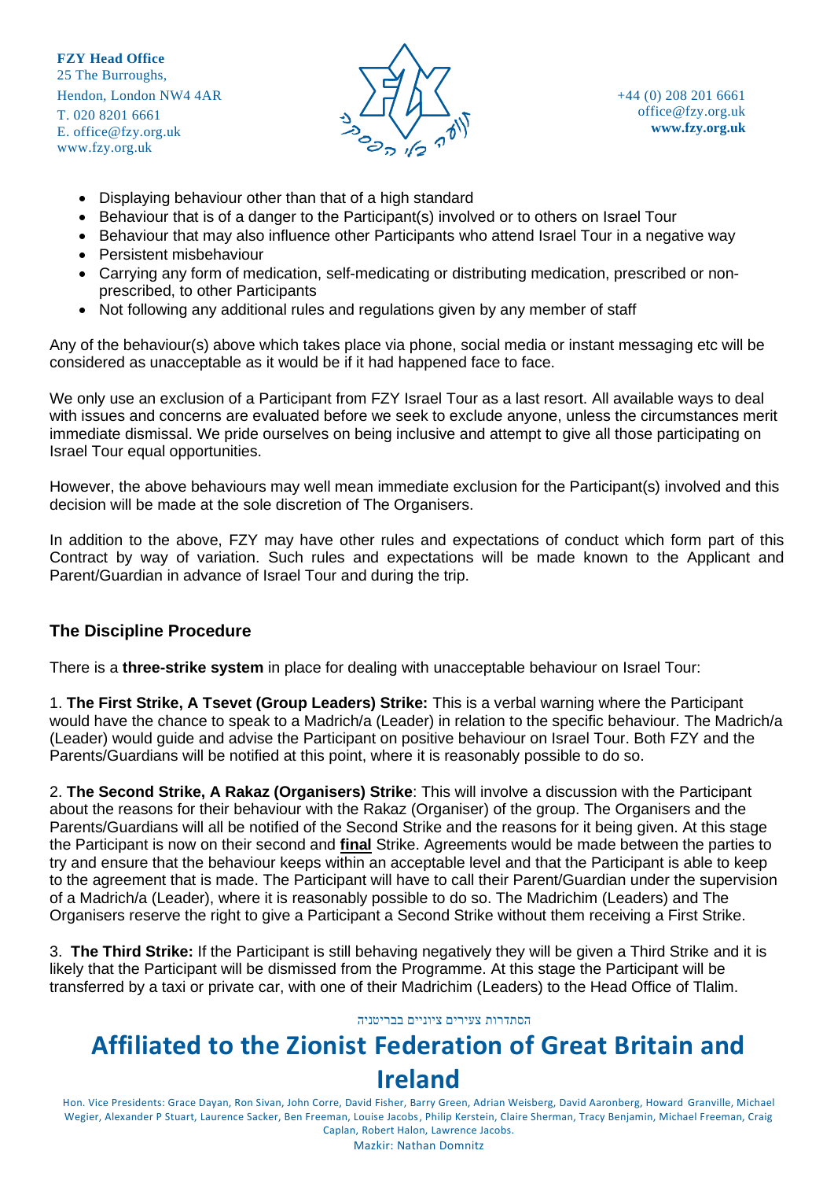- Displaying behaviour other than that of a high standard
- Behaviour that is of a danger to the Participant(s) involved or to others on Israel Tour
- Behaviour that may also influence other Participants who attend Israel Tour in a negative way
- Persistent misbehaviour
- Carrying any form of medication, self-medicating or distributing medication, prescribed or non-prescribed, to other Participants
- Not following any additional rules and regulations given by any member of staff

Any of the behaviour(s) above which takes place via phone, social media or instant messaging etc will be considered as unacceptable as it would be if it had happened face to face.

We only use an exclusion of a Participant from FZY Israel Tour as a last resort. All available ways to deal with issues and concerns are evaluated before we seek to exclude anyone, unless the circumstances merit immediate dismissal. We pride ourselves on being inclusive and attempt to give all those participating on Israel Tour equal opportunities.

However, the above behaviours may well mean immediate exclusion for the Participant(s) involved and this decision will be made at the sole discretion of The Organisers.

In addition to the above, FZY may have other rules and expectations of conduct which form part of this Contract by way of variation. Such rules and expectations will be made known to the Applicant and Parent/Guardian in advance of Israel Tour and during the trip.

### The Discipline Procedure

There is a **three-strike system** in place for dealing with unacceptable behaviour on Israel Tour:

1. **The First Strike, A Tsevet (Group Leaders) Strike:** This is a verbal warning where the Participant would have the chance to speak to a Madrich/a (Leader) in relation to the specific behaviour. The Madrich/a (Leader) would guide and advise the Participant on positive behaviour on Israel Tour. Both FZY and the Parents/Guardians will be notified at this point, where it is reasonably possible to do so.

2. **The Second Strike, A Rakaz (Organisers) Strike**: This will involve a discussion with the Participant about the reasons for their behaviour with the Rakaz (Organiser) of the group. The Organisers and the Parents/Guardians will all be notified of the Second Strike and the reasons for it being given. At this stage the Participant is now on their second and **final** Strike. Agreements would be made between the parties to try and ensure that the behaviour keeps within an acceptable level and that the Participant is able to keep to the agreement that is made. The Participant will have to call their Parent/Guardian under the supervision of a Madrich/a (Leader), where it is reasonably possible to do so. The Madrichim (Leaders) and The Organisers reserve the right to give a Participant a Second Strike without them receiving a First Strike.

3. **The Third Strike:** If the Participant is still behaving negatively they will be given a Third Strike and it is likely that the Participant will be dismissed from the Programme. At this stage the Participant will be transferred by a taxi or private car, with one of their Madrichim (Leaders) to the Head Office of Tlalim.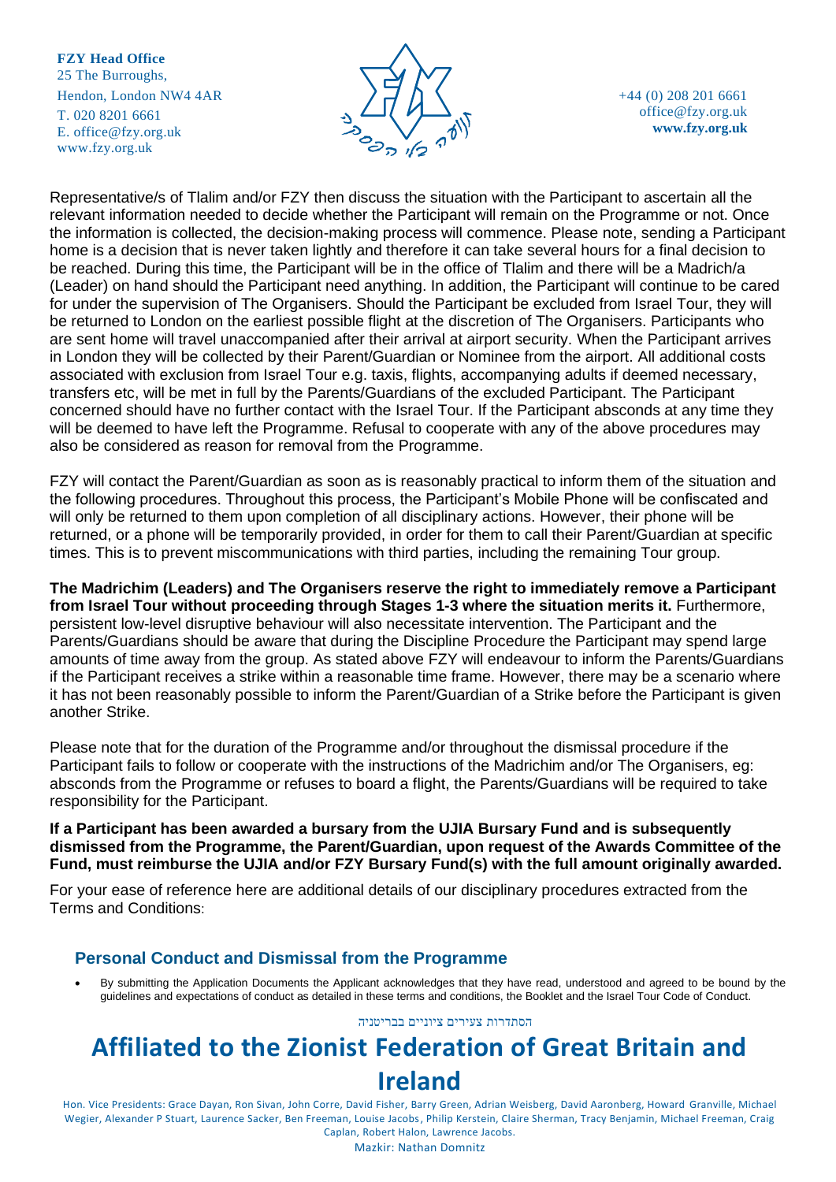Representative/s of Tlalim and/or FZY then discuss the situation with the Participant to ascertain all the relevant information needed to decide whether the Participant will remain on the Programme or not. Once the information is collected, the decision-making process will commence. Please note, sending a Participant home is a decision that is never taken lightly and therefore it can take several hours for a final decision to be reached. During this time, the Participant will be in the office of Tlalim and there will be a Madrich/a (Leader) on hand should the Participant need anything. In addition, the Participant will continue to be cared for under the supervision of The Organisers. Should the Participant be excluded from Israel Tour, they will be returned to London on the earliest possible flight at the discretion of The Organisers. Participants who are sent home will travel unaccompanied after their arrival at airport security. When the Participant arrives in London they will be collected by their Parent/Guardian or Nominee from the airport. All additional costs associated with exclusion from Israel Tour e.g. taxis, flights, accompanying adults if deemed necessary, transfers etc, will be met in full by the Parents/Guardians of the excluded Participant. The Participant concerned should have no further contact with the Israel Tour. If the Participant absconds at any time they will be deemed to have left the Programme. Refusal to cooperate with any of the above procedures may also be considered as reason for removal from the Programme.

FZY will contact the Parent/Guardian as soon as is reasonably practical to inform them of the situation and the following procedures. Throughout this process, the Participant's Mobile Phone will be confiscated and will only be returned to them upon completion of all disciplinary actions. However, their phone will be returned, or a phone will be temporarily provided, in order for them to call their Parent/Guardian at specific times. This is to prevent miscommunications with third parties, including the remaining Tour group.

**The Madrichim (Leaders) and The Organisers reserve the right to immediately remove a Participant from Israel Tour without proceeding through Stages 1-3 where the situation merits it.** Furthermore, persistent low-level disruptive behaviour will also necessitate intervention. The Participant and the Parents/Guardians should be aware that during the Discipline Procedure the Participant may spend large amounts of time away from the group. As stated above FZY will endeavour to inform the Parents/Guardians if the Participant receives a strike within a reasonable time frame. However, there may be a scenario where it has not been reasonably possible to inform the Parent/Guardian of a Strike before the Participant is given another Strike.

Please note that for the duration of the Programme and/or throughout the dismissal procedure if the Participant fails to follow or cooperate with the instructions of the Madrichim and/or The Organisers, eg: absconds from the Programme or refuses to board a flight, the Parents/Guardians will be required to take responsibility for the Participant.

**If a Participant has been awarded a bursary from the UJIA Bursary Fund and is subsequently dismissed from the Programme, the Parent/Guardian, upon request of the Awards Committee of the Fund, must reimburse the UJIA and/or FZY Bursary Fund(s) with the full amount originally awarded.**

For your ease of reference here are additional details of our disciplinary procedures extracted from the Terms and Conditions:

## Personal Conduct and Dismissal from the Programme

- By submitting the Application Documents the Applicant acknowledges that they have read, understood and agreed to be bound by the guidelines and expectations of conduct as detailed in these terms and conditions, the Booklet and the Israel Tour Code of Conduct.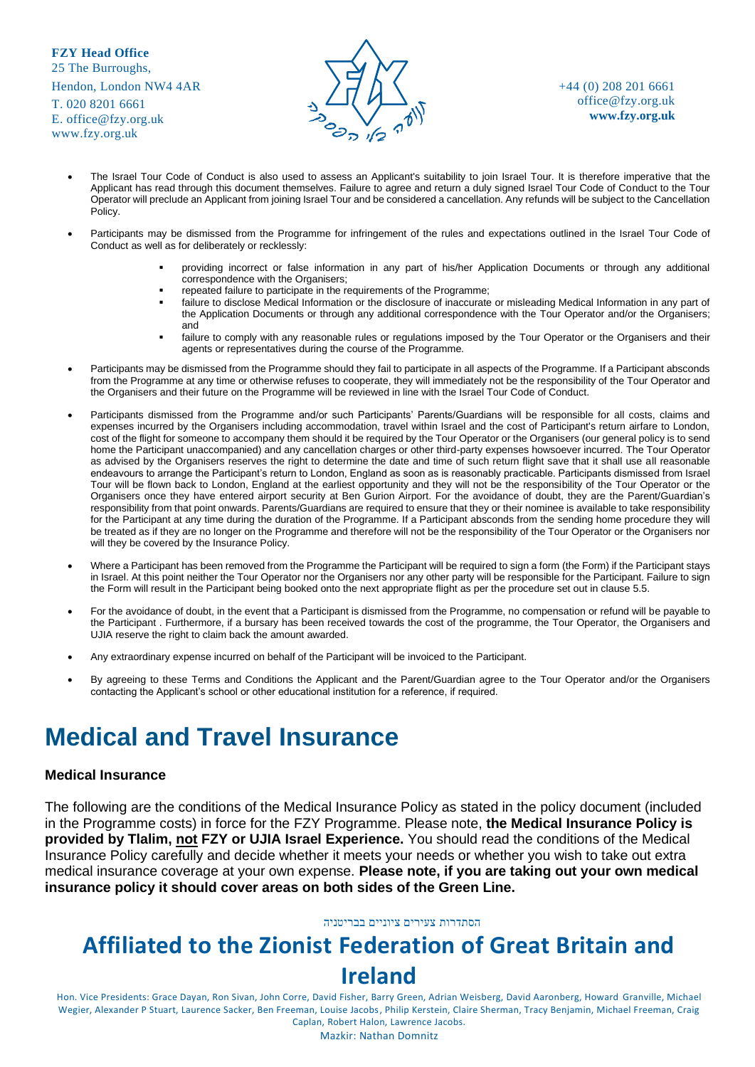- The Israel Tour Code of Conduct is also used to assess an Applicant's suitability to join Israel Tour. It is therefore imperative that the Applicant has read through this document themselves. Failure to agree and return a duly signed Israel Tour Code of Conduct to the Tour Operator will preclude an Applicant from joining Israel Tour and be considered a cancellation. Any refunds will be subject to the Cancellation Policy.

- Participants may be dismissed from the Programme for infringement of the rules and expectations outlined in the Israel Tour Code of Conduct as well as for deliberately or recklessly:
  - providing incorrect or false information in any part of his/her Application Documents or through any additional correspondence with the Organisers;
  - repeated failure to participate in the requirements of the Programme;
  - failure to disclose Medical Information or the disclosure of inaccurate or misleading Medical Information in any part of the Application Documents or through any additional correspondence with the Tour Operator and/or the Organisers; and
  - failure to comply with any reasonable rules or regulations imposed by the Tour Operator or the Organisers and their agents or representatives during the course of the Programme.

- Participants may be dismissed from the Programme should they fail to participate in all aspects of the Programme. If a Participant absconds from the Programme at any time or otherwise refuses to cooperate, they will immediately not be the responsibility of the Tour Operator and the Organisers and their future on the Programme will be reviewed in line with the Israel Tour Code of Conduct.

- Participants dismissed from the Programme and/or such Participants' Parents/Guardians will be responsible for all costs, claims and expenses incurred by the Organisers including accommodation, travel within Israel and the cost of Participant's return airfare to London, cost of the flight for someone to accompany them should it be required by the Tour Operator or the Organisers (our general policy is to send home the Participant unaccompanied) and any cancellation charges or other third-party expenses howsoever incurred. The Tour Operator as advised by the Organisers reserves the right to determine the date and time of such return flight save that it shall use all reasonable endeavours to arrange the Participant's return to London, England as soon as is reasonably practicable. Participants dismissed from Israel Tour will be flown back to London, England at the earliest opportunity and they will not be the responsibility of the Tour Operator or the Organisers once they have entered airport security at Ben Gurion Airport. For the avoidance of doubt, they are the Parent/Guardian's responsibility from that point onwards. Parents/Guardians are required to ensure that they or their nominee is available to take responsibility for the Participant at any time during the duration of the Programme. If a Participant absconds from the sending home procedure they will be treated as if they are no longer on the Programme and therefore will not be the responsibility of the Tour Operator or the Organisers nor will they be covered by the Insurance Policy.

- Where a Participant has been removed from the Programme the Participant will be required to sign a form (the Form) if the Participant stays in Israel. At this point neither the Tour Operator nor the Organisers nor any other party will be responsible for the Participant. Failure to sign the Form will result in the Participant being booked onto the next appropriate flight as per the procedure set out in clause 5.5.

- For the avoidance of doubt, in the event that a Participant is dismissed from the Programme, no compensation or refund will be payable to the Participant . Furthermore, if a bursary has been received towards the cost of the programme, the Tour Operator, the Organisers and UJIA reserve the right to claim back the amount awarded.

- Any extraordinary expense incurred on behalf of the Participant will be invoiced to the Participant.

- By agreeing to these Terms and Conditions the Applicant and the Parent/Guardian agree to the Tour Operator and/or the Organisers contacting the Applicant's school or other educational institution for a reference, if required.

# Medical and Travel Insurance

### Medical Insurance

The following are the conditions of the Medical Insurance Policy as stated in the policy document (included in the Programme costs) in force for the FZY Programme. Please note, **the Medical Insurance Policy is provided by Tlalim, not FZY or UJIA Israel Experience.** You should read the conditions of the Medical Insurance Policy carefully and decide whether it meets your needs or whether you wish to take out extra medical insurance coverage at your own expense. **Please note, if you are taking out your own medical insurance policy it should cover areas on both sides of the Green Line.**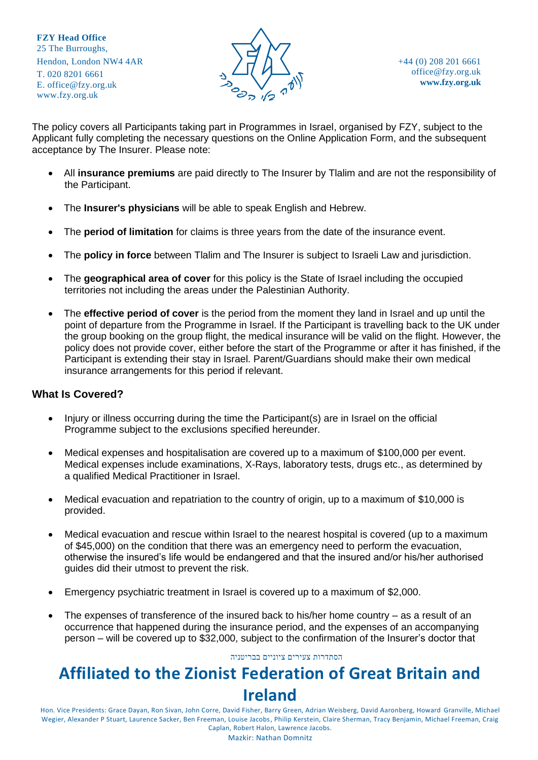The policy covers all Participants taking part in Programmes in Israel, organised by FZY, subject to the Applicant fully completing the necessary questions on the Online Application Form, and the subsequent acceptance by The Insurer. Please note:

- All **insurance premiums** are paid directly to The Insurer by Tlalim and are not the responsibility of the Participant.
- The **Insurer's physicians** will be able to speak English and Hebrew.
- The **period of limitation** for claims is three years from the date of the insurance event.
- The **policy in force** between Tlalim and The Insurer is subject to Israeli Law and jurisdiction.
- The **geographical area of cover** for this policy is the State of Israel including the occupied territories not including the areas under the Palestinian Authority.
- The **effective period of cover** is the period from the moment they land in Israel and up until the point of departure from the Programme in Israel. If the Participant is travelling back to the UK under the group booking on the group flight, the medical insurance will be valid on the flight. However, the policy does not provide cover, either before the start of the Programme or after it has finished, if the Participant is extending their stay in Israel. Parent/Guardians should make their own medical insurance arrangements for this period if relevant.

### What Is Covered?

- Injury or illness occurring during the time the Participant(s) are in Israel on the official Programme subject to the exclusions specified hereunder.
- Medical expenses and hospitalisation are covered up to a maximum of $100,000 per event. Medical expenses include examinations, X-Rays, laboratory tests, drugs etc., as determined by a qualified Medical Practitioner in Israel.
- Medical evacuation and repatriation to the country of origin, up to a maximum of $10,000 is provided.
- Medical evacuation and rescue within Israel to the nearest hospital is covered (up to a maximum of $45,000) on the condition that there was an emergency need to perform the evacuation, otherwise the insured's life would be endangered and that the insured and/or his/her authorised guides did their utmost to prevent the risk.
- Emergency psychiatric treatment in Israel is covered up to a maximum of $2,000.
- The expenses of transference of the insured back to his/her home country – as a result of an occurrence that happened during the insurance period, and the expenses of an accompanying person – will be covered up to $32,000, subject to the confirmation of the Insurer's doctor that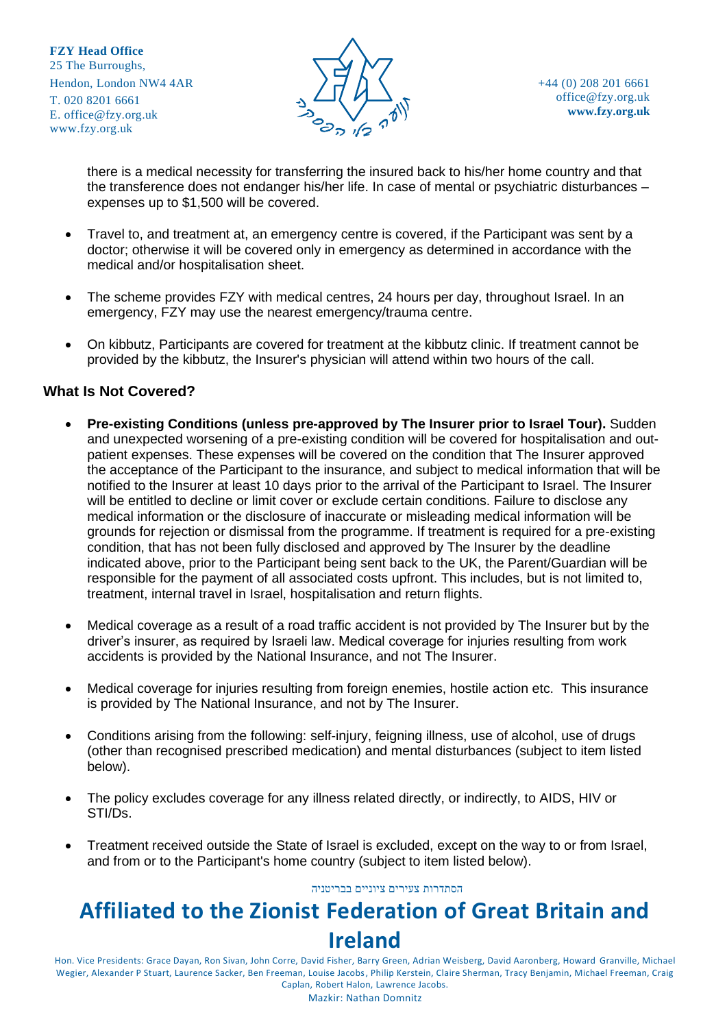there is a medical necessity for transferring the insured back to his/her home country and that the transference does not endanger his/her life. In case of mental or psychiatric disturbances – expenses up to $1,500 will be covered.

- Travel to, and treatment at, an emergency centre is covered, if the Participant was sent by a doctor; otherwise it will be covered only in emergency as determined in accordance with the medical and/or hospitalisation sheet.

- The scheme provides FZY with medical centres, 24 hours per day, throughout Israel. In an emergency, FZY may use the nearest emergency/trauma centre.

- On kibbutz, Participants are covered for treatment at the kibbutz clinic. If treatment cannot be provided by the kibbutz, the Insurer's physician will attend within two hours of the call.

### What Is Not Covered?

- **Pre-existing Conditions (unless pre-approved by The Insurer prior to Israel Tour).** Sudden and unexpected worsening of a pre-existing condition will be covered for hospitalisation and out-patient expenses. These expenses will be covered on the condition that The Insurer approved the acceptance of the Participant to the insurance, and subject to medical information that will be notified to the Insurer at least 10 days prior to the arrival of the Participant to Israel. The Insurer will be entitled to decline or limit cover or exclude certain conditions. Failure to disclose any medical information or the disclosure of inaccurate or misleading medical information will be grounds for rejection or dismissal from the programme. If treatment is required for a pre-existing condition, that has not been fully disclosed and approved by The Insurer by the deadline indicated above, prior to the Participant being sent back to the UK, the Parent/Guardian will be responsible for the payment of all associated costs upfront. This includes, but is not limited to, treatment, internal travel in Israel, hospitalisation and return flights.

- Medical coverage as a result of a road traffic accident is not provided by The Insurer but by the driver's insurer, as required by Israeli law. Medical coverage for injuries resulting from work accidents is provided by the National Insurance, and not The Insurer.

- Medical coverage for injuries resulting from foreign enemies, hostile action etc. This insurance is provided by The National Insurance, and not by The Insurer.

- Conditions arising from the following: self-injury, feigning illness, use of alcohol, use of drugs (other than recognised prescribed medication) and mental disturbances (subject to item listed below).

- The policy excludes coverage for any illness related directly, or indirectly, to AIDS, HIV or STI/Ds.

- Treatment received outside the State of Israel is excluded, except on the way to or from Israel, and from or to the Participant's home country (subject to item listed below).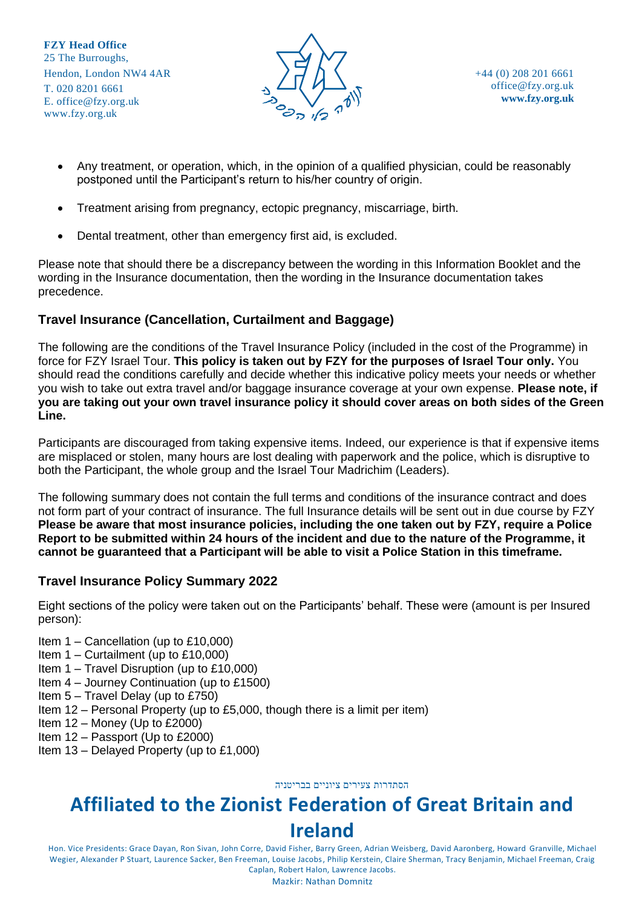- Any treatment, or operation, which, in the opinion of a qualified physician, could be reasonably postponed until the Participant's return to his/her country of origin.
- Treatment arising from pregnancy, ectopic pregnancy, miscarriage, birth.
- Dental treatment, other than emergency first aid, is excluded.

Please note that should there be a discrepancy between the wording in this Information Booklet and the wording in the Insurance documentation, then the wording in the Insurance documentation takes precedence.

### Travel Insurance (Cancellation, Curtailment and Baggage)

The following are the conditions of the Travel Insurance Policy (included in the cost of the Programme) in force for FZY Israel Tour. **This policy is taken out by FZY for the purposes of Israel Tour only.** You should read the conditions carefully and decide whether this indicative policy meets your needs or whether you wish to take out extra travel and/or baggage insurance coverage at your own expense. **Please note, if you are taking out your own travel insurance policy it should cover areas on both sides of the Green Line.**

Participants are discouraged from taking expensive items. Indeed, our experience is that if expensive items are misplaced or stolen, many hours are lost dealing with paperwork and the police, which is disruptive to both the Participant, the whole group and the Israel Tour Madrichim (Leaders).

The following summary does not contain the full terms and conditions of the insurance contract and does not form part of your contract of insurance. The full Insurance details will be sent out in due course by FZY **Please be aware that most insurance policies, including the one taken out by FZY, require a Police Report to be submitted within 24 hours of the incident and due to the nature of the Programme, it cannot be guaranteed that a Participant will be able to visit a Police Station in this timeframe.**

### Travel Insurance Policy Summary 2022

Eight sections of the policy were taken out on the Participants' behalf. These were (amount is per Insured person):

Item 1 – Cancellation (up to £10,000)
Item 1 – Curtailment (up to £10,000)
Item 1 – Travel Disruption (up to £10,000)
Item 4 – Journey Continuation (up to £1500)
Item 5 – Travel Delay (up to £750)
Item 12 – Personal Property (up to £5,000, though there is a limit per item)
Item 12 – Money (Up to £2000)
Item 12 – Passport (Up to £2000)
Item 13 – Delayed Property (up to £1,000)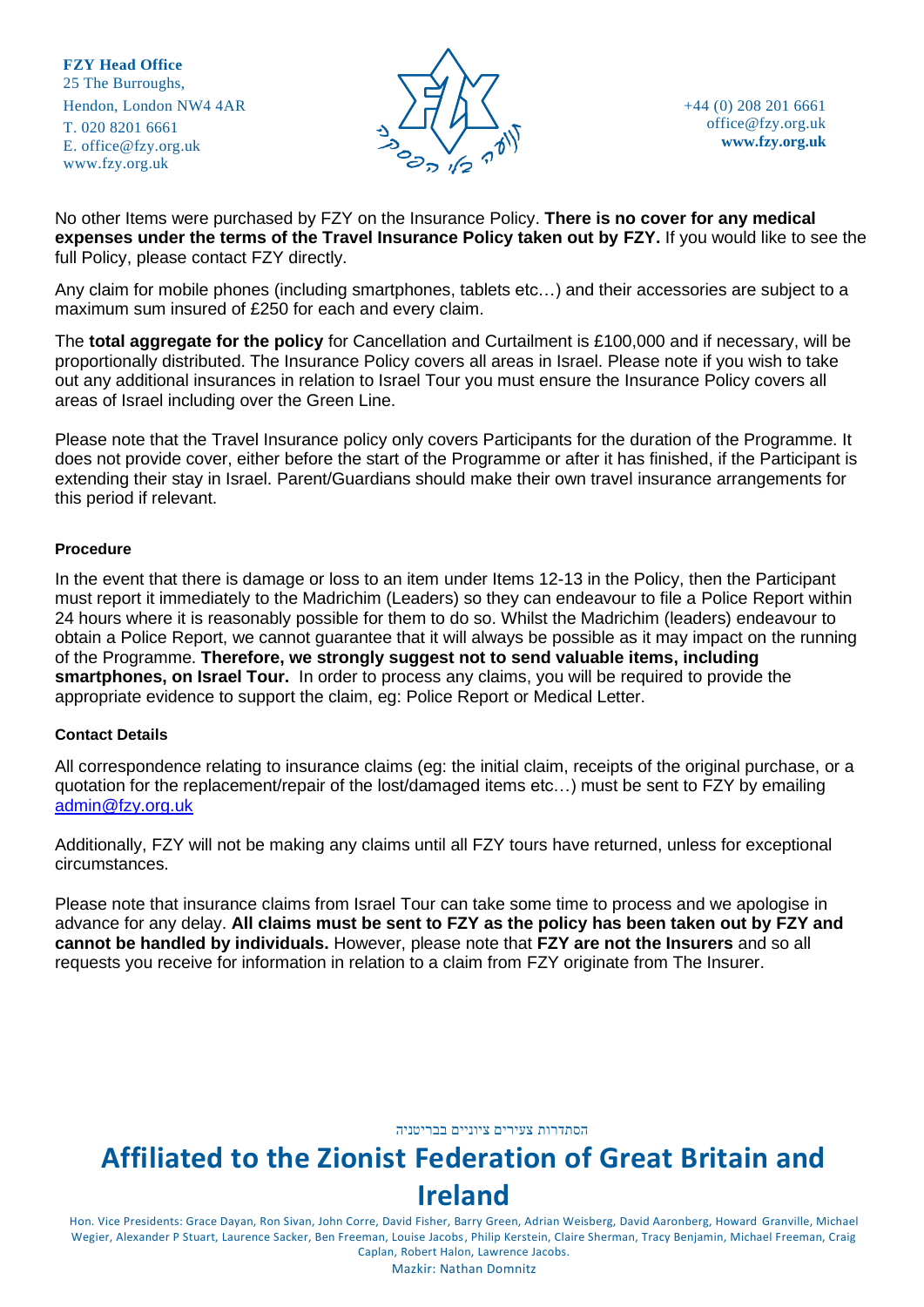No other Items were purchased by FZY on the Insurance Policy. **There is no cover for any medical expenses under the terms of the Travel Insurance Policy taken out by FZY.** If you would like to see the full Policy, please contact FZY directly.

Any claim for mobile phones (including smartphones, tablets etc…) and their accessories are subject to a maximum sum insured of £250 for each and every claim.

The **total aggregate for the policy** for Cancellation and Curtailment is £100,000 and if necessary, will be proportionally distributed. The Insurance Policy covers all areas in Israel. Please note if you wish to take out any additional insurances in relation to Israel Tour you must ensure the Insurance Policy covers all areas of Israel including over the Green Line.

Please note that the Travel Insurance policy only covers Participants for the duration of the Programme. It does not provide cover, either before the start of the Programme or after it has finished, if the Participant is extending their stay in Israel. Parent/Guardians should make their own travel insurance arrangements for this period if relevant.

**Procedure**

In the event that there is damage or loss to an item under Items 12-13 in the Policy, then the Participant must report it immediately to the Madrichim (Leaders) so they can endeavour to file a Police Report within 24 hours where it is reasonably possible for them to do so. Whilst the Madrichim (leaders) endeavour to obtain a Police Report, we cannot guarantee that it will always be possible as it may impact on the running of the Programme. **Therefore, we strongly suggest not to send valuable items, including smartphones, on Israel Tour.** In order to process any claims, you will be required to provide the appropriate evidence to support the claim, eg: Police Report or Medical Letter.

**Contact Details**

All correspondence relating to insurance claims (eg: the initial claim, receipts of the original purchase, or a quotation for the replacement/repair of the lost/damaged items etc…) must be sent to FZY by emailing admin@fzy.org.uk

Additionally, FZY will not be making any claims until all FZY tours have returned, unless for exceptional circumstances.

Please note that insurance claims from Israel Tour can take some time to process and we apologise in advance for any delay. **All claims must be sent to FZY as the policy has been taken out by FZY and cannot be handled by individuals.** However, please note that **FZY are not the Insurers** and so all requests you receive for information in relation to a claim from FZY originate from The Insurer.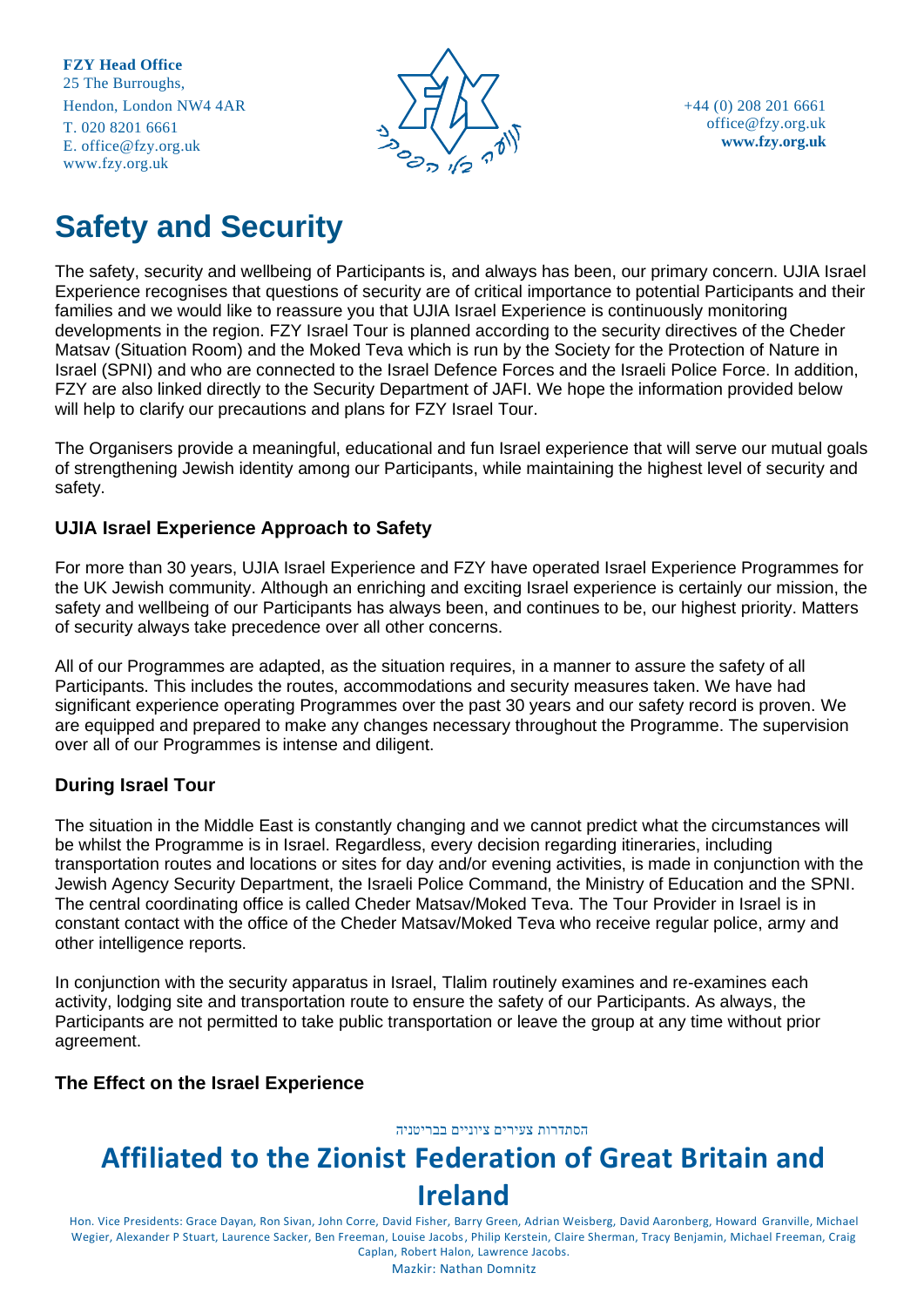# Safety and Security

The safety, security and wellbeing of Participants is, and always has been, our primary concern. UJIA Israel Experience recognises that questions of security are of critical importance to potential Participants and their families and we would like to reassure you that UJIA Israel Experience is continuously monitoring developments in the region. FZY Israel Tour is planned according to the security directives of the Cheder Matsav (Situation Room) and the Moked Teva which is run by the Society for the Protection of Nature in Israel (SPNI) and who are connected to the Israel Defence Forces and the Israeli Police Force. In addition, FZY are also linked directly to the Security Department of JAFI. We hope the information provided below will help to clarify our precautions and plans for FZY Israel Tour.

The Organisers provide a meaningful, educational and fun Israel experience that will serve our mutual goals of strengthening Jewish identity among our Participants, while maintaining the highest level of security and safety.

### UJIA Israel Experience Approach to Safety

For more than 30 years, UJIA Israel Experience and FZY have operated Israel Experience Programmes for the UK Jewish community. Although an enriching and exciting Israel experience is certainly our mission, the safety and wellbeing of our Participants has always been, and continues to be, our highest priority. Matters of security always take precedence over all other concerns.

All of our Programmes are adapted, as the situation requires, in a manner to assure the safety of all Participants. This includes the routes, accommodations and security measures taken. We have had significant experience operating Programmes over the past 30 years and our safety record is proven. We are equipped and prepared to make any changes necessary throughout the Programme. The supervision over all of our Programmes is intense and diligent.

### During Israel Tour

The situation in the Middle East is constantly changing and we cannot predict what the circumstances will be whilst the Programme is in Israel. Regardless, every decision regarding itineraries, including transportation routes and locations or sites for day and/or evening activities, is made in conjunction with the Jewish Agency Security Department, the Israeli Police Command, the Ministry of Education and the SPNI. The central coordinating office is called Cheder Matsav/Moked Teva. The Tour Provider in Israel is in constant contact with the office of the Cheder Matsav/Moked Teva who receive regular police, army and other intelligence reports.

In conjunction with the security apparatus in Israel, Tlalim routinely examines and re-examines each activity, lodging site and transportation route to ensure the safety of our Participants. As always, the Participants are not permitted to take public transportation or leave the group at any time without prior agreement.

### The Effect on the Israel Experience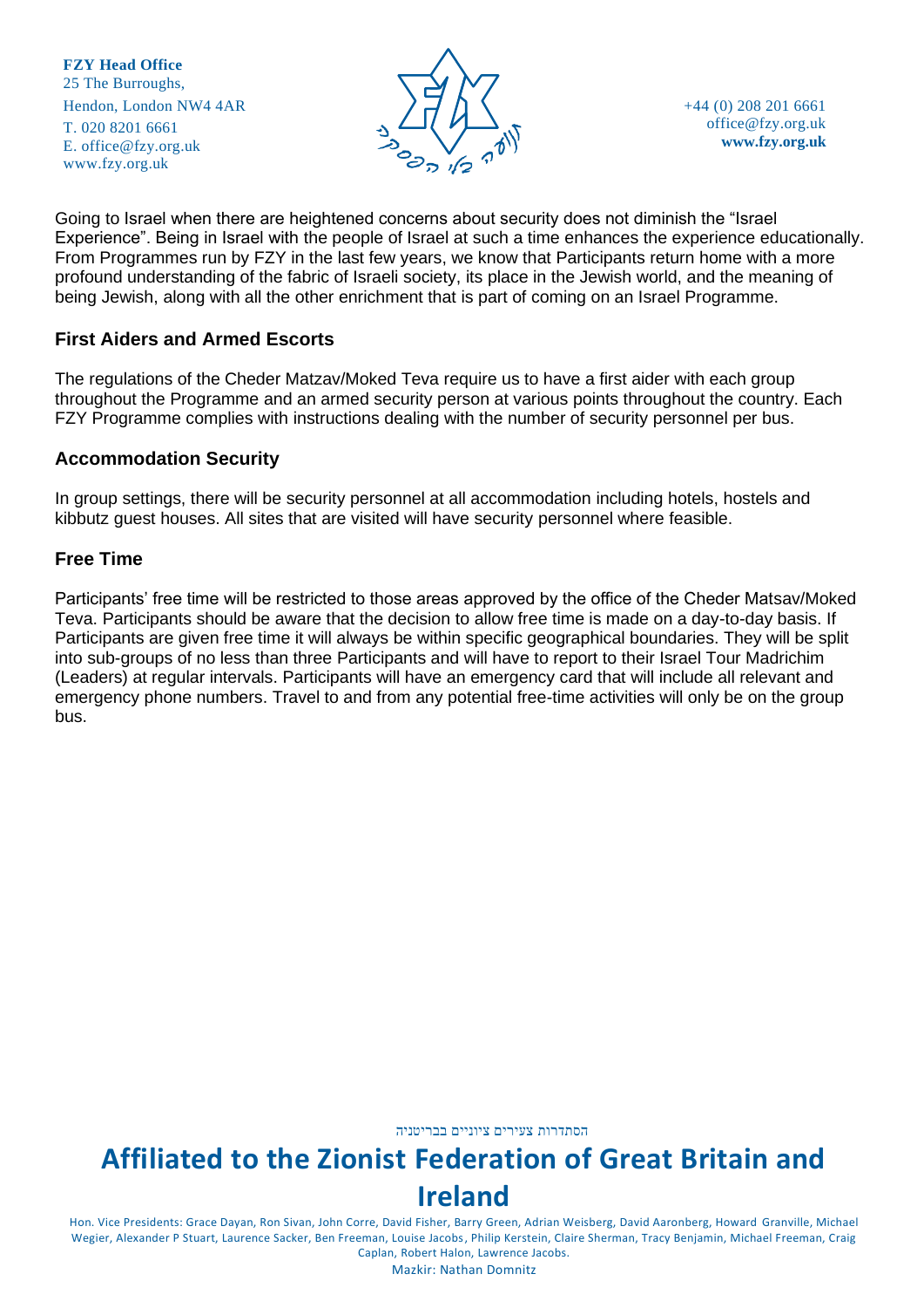Going to Israel when there are heightened concerns about security does not diminish the "Israel Experience". Being in Israel with the people of Israel at such a time enhances the experience educationally. From Programmes run by FZY in the last few years, we know that Participants return home with a more profound understanding of the fabric of Israeli society, its place in the Jewish world, and the meaning of being Jewish, along with all the other enrichment that is part of coming on an Israel Programme.

### First Aiders and Armed Escorts

The regulations of the Cheder Matzav/Moked Teva require us to have a first aider with each group throughout the Programme and an armed security person at various points throughout the country. Each FZY Programme complies with instructions dealing with the number of security personnel per bus.

### Accommodation Security

In group settings, there will be security personnel at all accommodation including hotels, hostels and kibbutz guest houses. All sites that are visited will have security personnel where feasible.

### Free Time

Participants' free time will be restricted to those areas approved by the office of the Cheder Matsav/Moked Teva. Participants should be aware that the decision to allow free time is made on a day-to-day basis. If Participants are given free time it will always be within specific geographical boundaries. They will be split into sub-groups of no less than three Participants and will have to report to their Israel Tour Madrichim (Leaders) at regular intervals. Participants will have an emergency card that will include all relevant and emergency phone numbers. Travel to and from any potential free-time activities will only be on the group bus.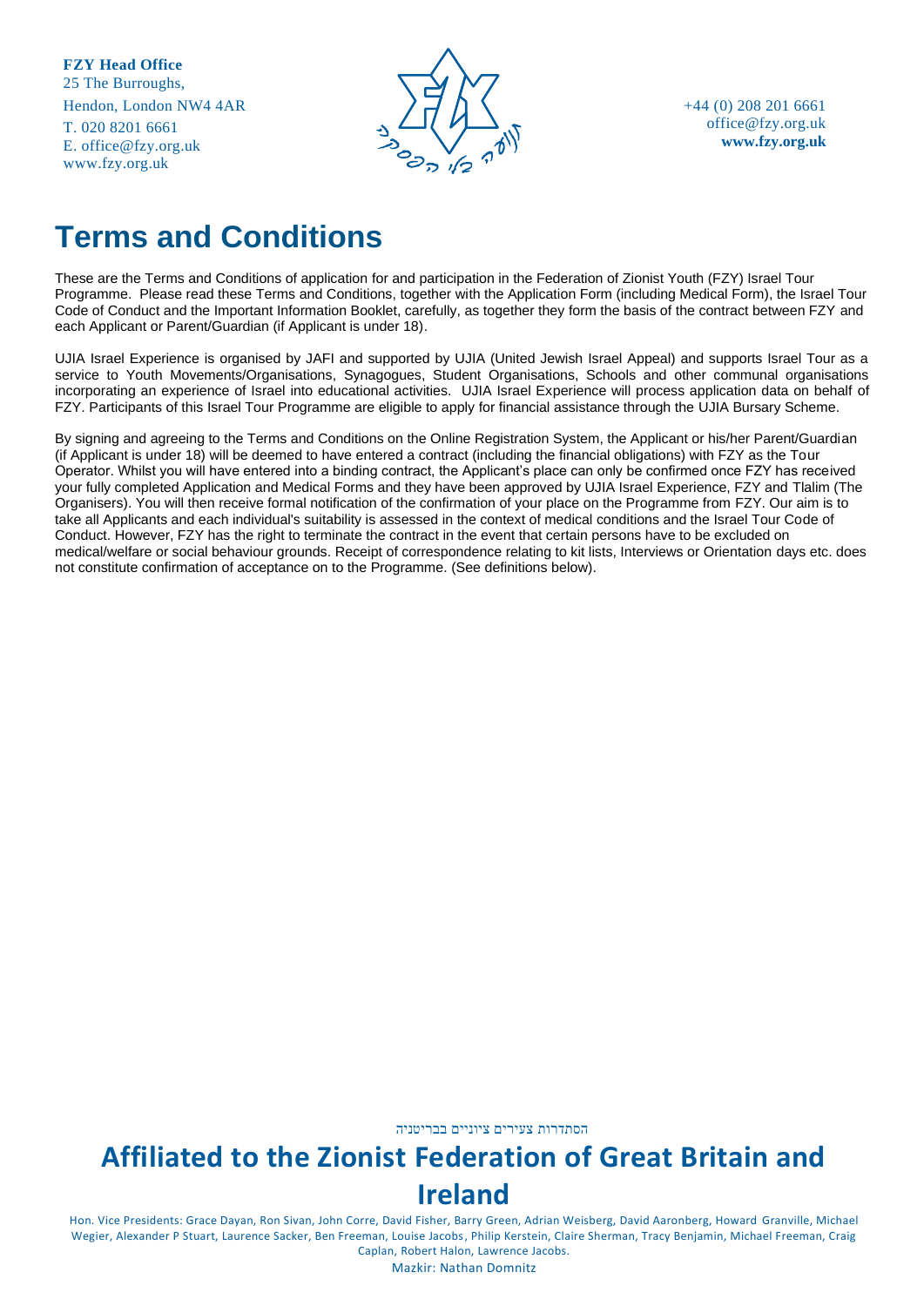**FZY Head Office**
25 The Burroughs,
Hendon, London NW4 4AR
T. 020 8201 6661
E. office@fzy.org.uk
www.fzy.org.uk

+44 (0) 208 201 6661
office@fzy.org.uk
**www.fzy.org.uk**

# Terms and Conditions

These are the Terms and Conditions of application for and participation in the Federation of Zionist Youth (FZY) Israel Tour Programme. Please read these Terms and Conditions, together with the Application Form (including Medical Form), the Israel Tour Code of Conduct and the Important Information Booklet, carefully, as together they form the basis of the contract between FZY and each Applicant or Parent/Guardian (if Applicant is under 18).

UJIA Israel Experience is organised by JAFI and supported by UJIA (United Jewish Israel Appeal) and supports Israel Tour as a service to Youth Movements/Organisations, Synagogues, Student Organisations, Schools and other communal organisations incorporating an experience of Israel into educational activities. UJIA Israel Experience will process application data on behalf of FZY. Participants of this Israel Tour Programme are eligible to apply for financial assistance through the UJIA Bursary Scheme.

By signing and agreeing to the Terms and Conditions on the Online Registration System, the Applicant or his/her Parent/Guardian (if Applicant is under 18) will be deemed to have entered a contract (including the financial obligations) with FZY as the Tour Operator. Whilst you will have entered into a binding contract, the Applicant's place can only be confirmed once FZY has received your fully completed Application and Medical Forms and they have been approved by UJIA Israel Experience, FZY and Tlalim (The Organisers). You will then receive formal notification of the confirmation of your place on the Programme from FZY. Our aim is to take all Applicants and each individual's suitability is assessed in the context of medical conditions and the Israel Tour Code of Conduct. However, FZY has the right to terminate the contract in the event that certain persons have to be excluded on medical/welfare or social behaviour grounds. Receipt of correspondence relating to kit lists, Interviews or Orientation days etc. does not constitute confirmation of acceptance on to the Programme. (See definitions below).

הסתדרות צעירים ציוניים בבריטניה

## Affiliated to the Zionist Federation of Great Britain and Ireland

Hon. Vice Presidents: Grace Dayan, Ron Sivan, John Corre, David Fisher, Barry Green, Adrian Weisberg, David Aaronberg, Howard Granville, Michael Wegier, Alexander P Stuart, Laurence Sacker, Ben Freeman, Louise Jacobs, Philip Kerstein, Claire Sherman, Tracy Benjamin, Michael Freeman, Craig Caplan, Robert Halon, Lawrence Jacobs.
Mazkir: Nathan Domnitz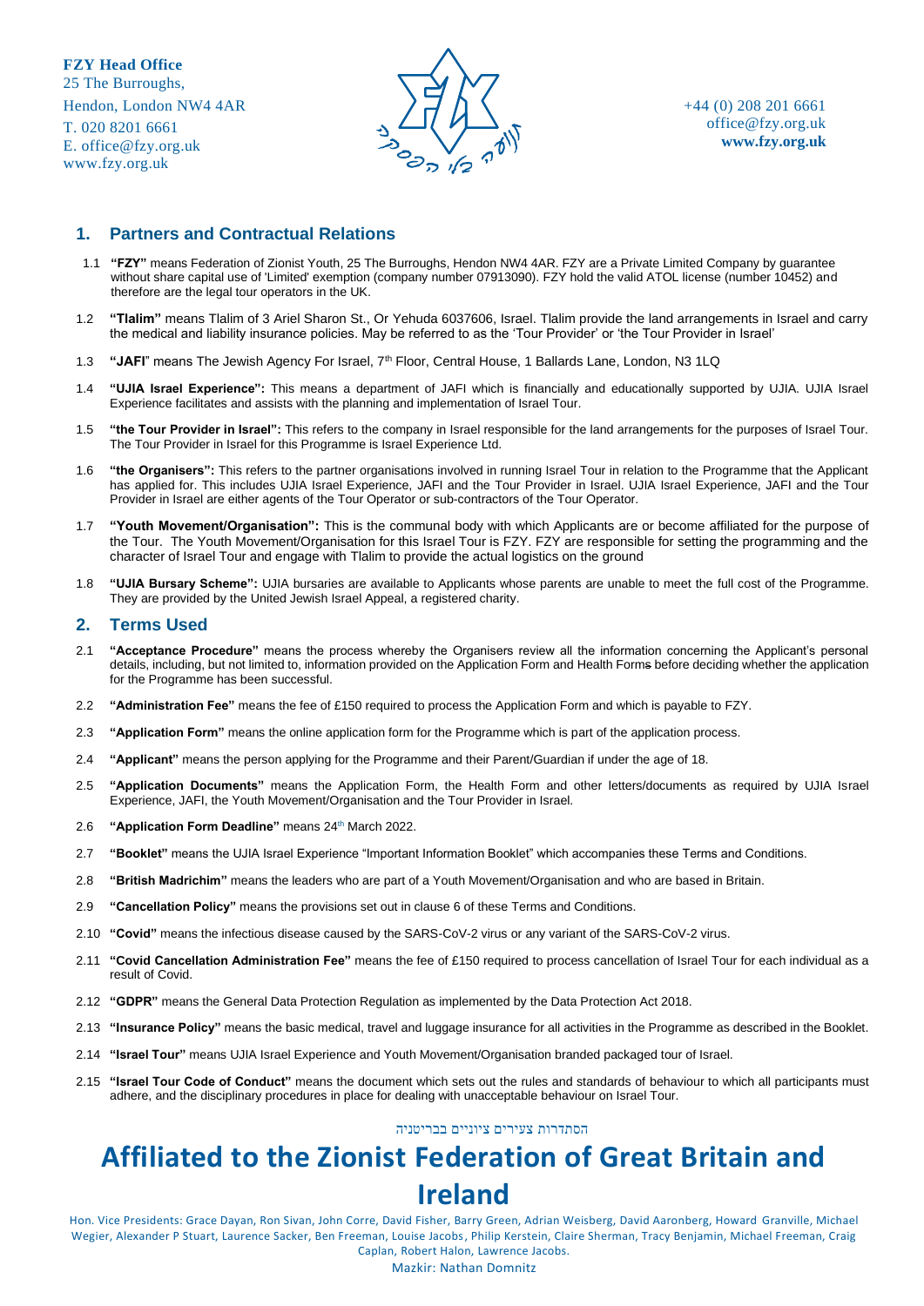**FZY Head Office**
25 The Burroughs,
Hendon, London NW4 4AR
T. 020 8201 6661
E. office@fzy.org.uk
www.fzy.org.uk

+44 (0) 208 201 6661
office@fzy.org.uk
**www.fzy.org.uk**

## 1. Partners and Contractual Relations

1.1 **"FZY"** means Federation of Zionist Youth, 25 The Burroughs, Hendon NW4 4AR. FZY are a Private Limited Company by guarantee without share capital use of 'Limited' exemption (company number 07913090). FZY hold the valid ATOL license (number 10452) and therefore are the legal tour operators in the UK.

1.2 **"Tlalim"** means Tlalim of 3 Ariel Sharon St., Or Yehuda 6037606, Israel. Tlalim provide the land arrangements in Israel and carry the medical and liability insurance policies. May be referred to as the 'Tour Provider' or 'the Tour Provider in Israel'

1.3 **"JAFI"** means The Jewish Agency For Israel, 7th Floor, Central House, 1 Ballards Lane, London, N3 1LQ

1.4 **"UJIA Israel Experience":** This means a department of JAFI which is financially and educationally supported by UJIA. UJIA Israel Experience facilitates and assists with the planning and implementation of Israel Tour.

1.5 **"the Tour Provider in Israel":** This refers to the company in Israel responsible for the land arrangements for the purposes of Israel Tour. The Tour Provider in Israel for this Programme is Israel Experience Ltd.

1.6 **"the Organisers":** This refers to the partner organisations involved in running Israel Tour in relation to the Programme that the Applicant has applied for. This includes UJIA Israel Experience, JAFI and the Tour Provider in Israel. UJIA Israel Experience, JAFI and the Tour Provider in Israel are either agents of the Tour Operator or sub-contractors of the Tour Operator.

1.7 **"Youth Movement/Organisation":** This is the communal body with which Applicants are or become affiliated for the purpose of the Tour. The Youth Movement/Organisation for this Israel Tour is FZY. FZY are responsible for setting the programming and the character of Israel Tour and engage with Tlalim to provide the actual logistics on the ground

1.8 **"UJIA Bursary Scheme":** UJIA bursaries are available to Applicants whose parents are unable to meet the full cost of the Programme. They are provided by the United Jewish Israel Appeal, a registered charity.

## 2. Terms Used

2.1 **"Acceptance Procedure"** means the process whereby the Organisers review all the information concerning the Applicant's personal details, including, but not limited to, information provided on the Application Form and Health Forms before deciding whether the application for the Programme has been successful.

2.2 **"Administration Fee"** means the fee of £150 required to process the Application Form and which is payable to FZY.

2.3 **"Application Form"** means the online application form for the Programme which is part of the application process.

2.4 **"Applicant"** means the person applying for the Programme and their Parent/Guardian if under the age of 18.

2.5 **"Application Documents"** means the Application Form, the Health Form and other letters/documents as required by UJIA Israel Experience, JAFI, the Youth Movement/Organisation and the Tour Provider in Israel.

2.6 **"Application Form Deadline"** means 24th March 2022.

2.7 **"Booklet"** means the UJIA Israel Experience "Important Information Booklet" which accompanies these Terms and Conditions.

2.8 **"British Madrichim"** means the leaders who are part of a Youth Movement/Organisation and who are based in Britain.

2.9 **"Cancellation Policy"** means the provisions set out in clause 6 of these Terms and Conditions.

2.10 **"Covid"** means the infectious disease caused by the SARS-CoV-2 virus or any variant of the SARS-CoV-2 virus.

2.11 **"Covid Cancellation Administration Fee"** means the fee of £150 required to process cancellation of Israel Tour for each individual as a result of Covid.

2.12 **"GDPR"** means the General Data Protection Regulation as implemented by the Data Protection Act 2018.

2.13 **"Insurance Policy"** means the basic medical, travel and luggage insurance for all activities in the Programme as described in the Booklet.

2.14 **"Israel Tour"** means UJIA Israel Experience and Youth Movement/Organisation branded packaged tour of Israel.

2.15 **"Israel Tour Code of Conduct"** means the document which sets out the rules and standards of behaviour to which all participants must adhere, and the disciplinary procedures in place for dealing with unacceptable behaviour on Israel Tour.

הסתדרות צעירים ציוניים בבריטניה

**Affiliated to the Zionist Federation of Great Britain and Ireland**

Hon. Vice Presidents: Grace Dayan, Ron Sivan, John Corre, David Fisher, Barry Green, Adrian Weisberg, David Aaronberg, Howard Granville, Michael Wegier, Alexander P Stuart, Laurence Sacker, Ben Freeman, Louise Jacobs, Philip Kerstein, Claire Sherman, Tracy Benjamin, Michael Freeman, Craig Caplan, Robert Halon, Lawrence Jacobs.
Mazkir: Nathan Domnitz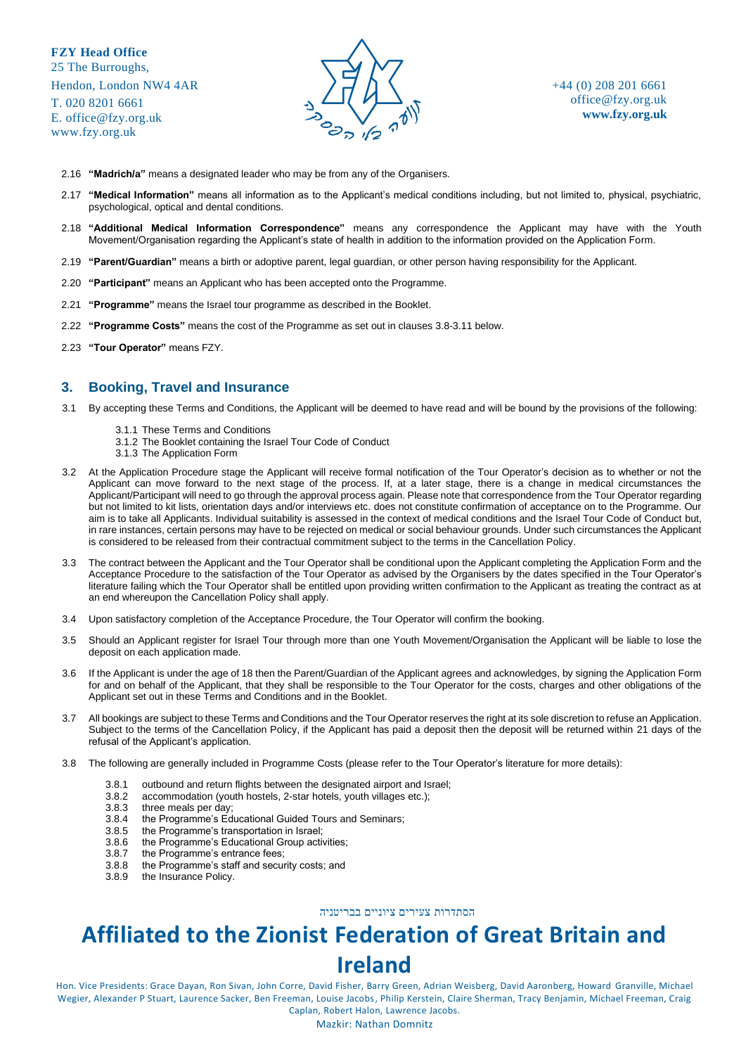2.16 **"Madrich/a"** means a designated leader who may be from any of the Organisers.

2.17 **"Medical Information"** means all information as to the Applicant's medical conditions including, but not limited to, physical, psychiatric, psychological, optical and dental conditions.

2.18 **"Additional Medical Information Correspondence"** means any correspondence the Applicant may have with the Youth Movement/Organisation regarding the Applicant's state of health in addition to the information provided on the Application Form.

2.19 **"Parent/Guardian"** means a birth or adoptive parent, legal guardian, or other person having responsibility for the Applicant.

2.20 **"Participant"** means an Applicant who has been accepted onto the Programme.

2.21 **"Programme"** means the Israel tour programme as described in the Booklet.

2.22 **"Programme Costs"** means the cost of the Programme as set out in clauses 3.8-3.11 below.

2.23 **"Tour Operator"** means FZY.

## 3. Booking, Travel and Insurance

3.1 By accepting these Terms and Conditions, the Applicant will be deemed to have read and will be bound by the provisions of the following:

- 3.1.1 These Terms and Conditions
- 3.1.2 The Booklet containing the Israel Tour Code of Conduct
- 3.1.3 The Application Form

3.2 At the Application Procedure stage the Applicant will receive formal notification of the Tour Operator's decision as to whether or not the Applicant can move forward to the next stage of the process. If, at a later stage, there is a change in medical circumstances the Applicant/Participant will need to go through the approval process again. Please note that correspondence from the Tour Operator regarding but not limited to kit lists, orientation days and/or interviews etc. does not constitute confirmation of acceptance on to the Programme. Our aim is to take all Applicants. Individual suitability is assessed in the context of medical conditions and the Israel Tour Code of Conduct but, in rare instances, certain persons may have to be rejected on medical or social behaviour grounds. Under such circumstances the Applicant is considered to be released from their contractual commitment subject to the terms in the Cancellation Policy.

3.3 The contract between the Applicant and the Tour Operator shall be conditional upon the Applicant completing the Application Form and the Acceptance Procedure to the satisfaction of the Tour Operator as advised by the Organisers by the dates specified in the Tour Operator's literature failing which the Tour Operator shall be entitled upon providing written confirmation to the Applicant as treating the contract as at an end whereupon the Cancellation Policy shall apply.

3.4 Upon satisfactory completion of the Acceptance Procedure, the Tour Operator will confirm the booking.

3.5 Should an Applicant register for Israel Tour through more than one Youth Movement/Organisation the Applicant will be liable to lose the deposit on each application made.

3.6 If the Applicant is under the age of 18 then the Parent/Guardian of the Applicant agrees and acknowledges, by signing the Application Form for and on behalf of the Applicant, that they shall be responsible to the Tour Operator for the costs, charges and other obligations of the Applicant set out in these Terms and Conditions and in the Booklet.

3.7 All bookings are subject to these Terms and Conditions and the Tour Operator reserves the right at its sole discretion to refuse an Application. Subject to the terms of the Cancellation Policy, if the Applicant has paid a deposit then the deposit will be returned within 21 days of the refusal of the Applicant's application.

3.8 The following are generally included in Programme Costs (please refer to the Tour Operator's literature for more details):

- 3.8.1 outbound and return flights between the designated airport and Israel;
- 3.8.2 accommodation (youth hostels, 2-star hotels, youth villages etc.);
- 3.8.3 three meals per day;
- 3.8.4 the Programme's Educational Guided Tours and Seminars;
- 3.8.5 the Programme's transportation in Israel;
- 3.8.6 the Programme's Educational Group activities;
- 3.8.7 the Programme's entrance fees;
- 3.8.8 the Programme's staff and security costs; and
- 3.8.9 the Insurance Policy.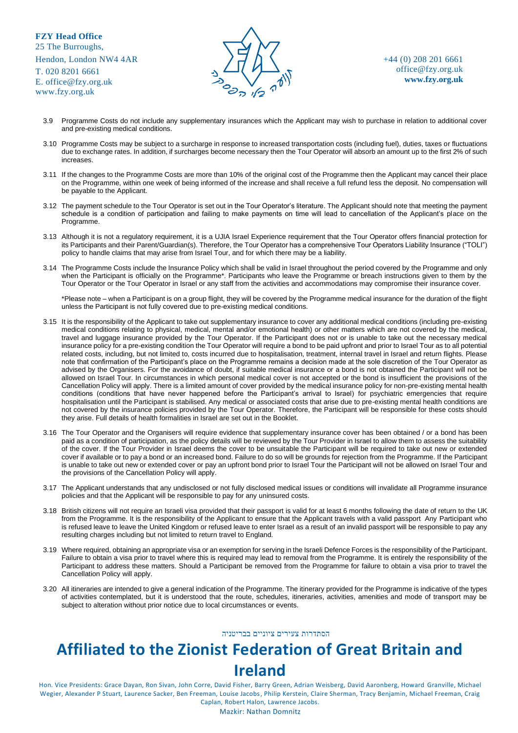3.9 Programme Costs do not include any supplementary insurances which the Applicant may wish to purchase in relation to additional cover and pre-existing medical conditions.

3.10 Programme Costs may be subject to a surcharge in response to increased transportation costs (including fuel), duties, taxes or fluctuations due to exchange rates. In addition, if surcharges become necessary then the Tour Operator will absorb an amount up to the first 2% of such increases.

3.11 If the changes to the Programme Costs are more than 10% of the original cost of the Programme then the Applicant may cancel their place on the Programme, within one week of being informed of the increase and shall receive a full refund less the deposit. No compensation will be payable to the Applicant.

3.12 The payment schedule to the Tour Operator is set out in the Tour Operator's literature. The Applicant should note that meeting the payment schedule is a condition of participation and failing to make payments on time will lead to cancellation of the Applicant's place on the Programme.

3.13 Although it is not a regulatory requirement, it is a UJIA Israel Experience requirement that the Tour Operator offers financial protection for its Participants and their Parent/Guardian(s). Therefore, the Tour Operator has a comprehensive Tour Operators Liability Insurance ("TOLI") policy to handle claims that may arise from Israel Tour, and for which there may be a liability.

3.14 The Programme Costs include the Insurance Policy which shall be valid in Israel throughout the period covered by the Programme and only when the Participant is officially on the Programme*. Participants who leave the Programme or breach instructions given to them by the Tour Operator or the Tour Operator in Israel or any staff from the activities and accommodations may compromise their insurance cover.

*Please note – when a Participant is on a group flight, they will be covered by the Programme medical insurance for the duration of the flight unless the Participant is not fully covered due to pre-existing medical conditions.

3.15 It is the responsibility of the Applicant to take out supplementary insurance to cover any additional medical conditions (including pre-existing medical conditions relating to physical, medical, mental and/or emotional health) or other matters which are not covered by the medical, travel and luggage insurance provided by the Tour Operator. If the Participant does not or is unable to take out the necessary medical insurance policy for a pre-existing condition the Tour Operator will require a bond to be paid upfront and prior to Israel Tour as to all potential related costs, including, but not limited to, costs incurred due to hospitalisation, treatment, internal travel in Israel and return flights. Please note that confirmation of the Participant's place on the Programme remains a decision made at the sole discretion of the Tour Operator as advised by the Organisers. For the avoidance of doubt, if suitable medical insurance or a bond is not obtained the Participant will not be allowed on Israel Tour. In circumstances in which personal medical cover is not accepted or the bond is insufficient the provisions of the Cancellation Policy will apply. There is a limited amount of cover provided by the medical insurance policy for non-pre-existing mental health conditions (conditions that have never happened before the Participant's arrival to Israel) for psychiatric emergencies that require hospitalisation until the Participant is stabilised. Any medical or associated costs that arise due to pre-existing mental health conditions are not covered by the insurance policies provided by the Tour Operator. Therefore, the Participant will be responsible for these costs should they arise. Full details of health formalities in Israel are set out in the Booklet.

3.16 The Tour Operator and the Organisers will require evidence that supplementary insurance cover has been obtained / or a bond has been paid as a condition of participation, as the policy details will be reviewed by the Tour Provider in Israel to allow them to assess the suitability of the cover. If the Tour Provider in Israel deems the cover to be unsuitable the Participant will be required to take out new or extended cover if available or to pay a bond or an increased bond. Failure to do so will be grounds for rejection from the Programme. If the Participant is unable to take out new or extended cover or pay an upfront bond prior to Israel Tour the Participant will not be allowed on Israel Tour and the provisions of the Cancellation Policy will apply.

3.17 The Applicant understands that any undisclosed or not fully disclosed medical issues or conditions will invalidate all Programme insurance policies and that the Applicant will be responsible to pay for any uninsured costs.

3.18 British citizens will not require an Israeli visa provided that their passport is valid for at least 6 months following the date of return to the UK from the Programme. It is the responsibility of the Applicant to ensure that the Applicant travels with a valid passport Any Participant who is refused leave to leave the United Kingdom or refused leave to enter Israel as a result of an invalid passport will be responsible to pay any resulting charges including but not limited to return travel to England.

3.19 Where required, obtaining an appropriate visa or an exemption for serving in the Israeli Defence Forces is the responsibility of the Participant. Failure to obtain a visa prior to travel where this is required may lead to removal from the Programme. It is entirely the responsibility of the Participant to address these matters. Should a Participant be removed from the Programme for failure to obtain a visa prior to travel the Cancellation Policy will apply.

3.20 All itineraries are intended to give a general indication of the Programme. The itinerary provided for the Programme is indicative of the types of activities contemplated, but it is understood that the route, schedules, itineraries, activities, amenities and mode of transport may be subject to alteration without prior notice due to local circumstances or events.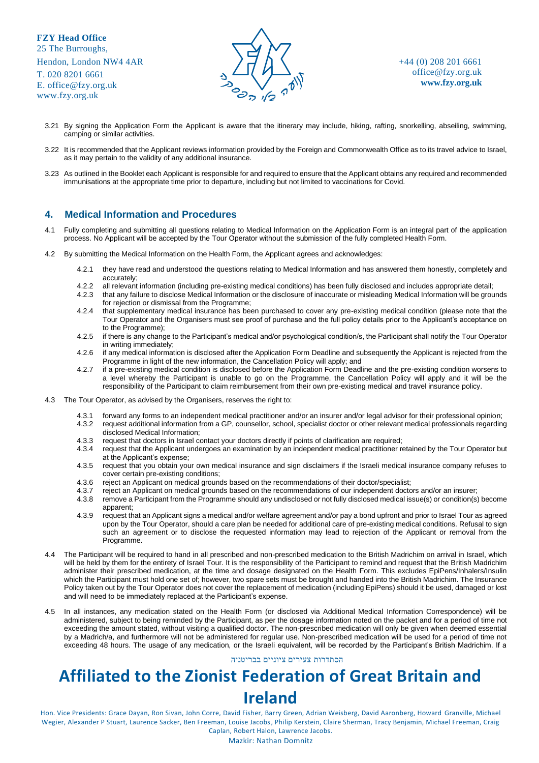3.21 By signing the Application Form the Applicant is aware that the itinerary may include, hiking, rafting, snorkelling, abseiling, swimming, camping or similar activities.

3.22 It is recommended that the Applicant reviews information provided by the Foreign and Commonwealth Office as to its travel advice to Israel, as it may pertain to the validity of any additional insurance.

3.23 As outlined in the Booklet each Applicant is responsible for and required to ensure that the Applicant obtains any required and recommended immunisations at the appropriate time prior to departure, including but not limited to vaccinations for Covid.

## 4. Medical Information and Procedures

4.1 Fully completing and submitting all questions relating to Medical Information on the Application Form is an integral part of the application process. No Applicant will be accepted by the Tour Operator without the submission of the fully completed Health Form.

4.2 By submitting the Medical Information on the Health Form, the Applicant agrees and acknowledges:

4.2.1 they have read and understood the questions relating to Medical Information and has answered them honestly, completely and accurately;
4.2.2 all relevant information (including pre-existing medical conditions) has been fully disclosed and includes appropriate detail;
4.2.3 that any failure to disclose Medical Information or the disclosure of inaccurate or misleading Medical Information will be grounds for rejection or dismissal from the Programme;
4.2.4 that supplementary medical insurance has been purchased to cover any pre-existing medical condition (please note that the Tour Operator and the Organisers must see proof of purchase and the full policy details prior to the Applicant's acceptance on to the Programme);
4.2.5 if there is any change to the Participant's medical and/or psychological condition/s, the Participant shall notify the Tour Operator in writing immediately;
4.2.6 if any medical information is disclosed after the Application Form Deadline and subsequently the Applicant is rejected from the Programme in light of the new information, the Cancellation Policy will apply; and
4.2.7 if a pre-existing medical condition is disclosed before the Application Form Deadline and the pre-existing condition worsens to a level whereby the Participant is unable to go on the Programme, the Cancellation Policy will apply and it will be the responsibility of the Participant to claim reimbursement from their own pre-existing medical and travel insurance policy.

4.3 The Tour Operator, as advised by the Organisers, reserves the right to:

4.3.1 forward any forms to an independent medical practitioner and/or an insurer and/or legal advisor for their professional opinion;
4.3.2 request additional information from a GP, counsellor, school, specialist doctor or other relevant medical professionals regarding disclosed Medical Information;
4.3.3 request that doctors in Israel contact your doctors directly if points of clarification are required;
4.3.4 request that the Applicant undergoes an examination by an independent medical practitioner retained by the Tour Operator but at the Applicant's expense;
4.3.5 request that you obtain your own medical insurance and sign disclaimers if the Israeli medical insurance company refuses to cover certain pre-existing conditions;
4.3.6 reject an Applicant on medical grounds based on the recommendations of their doctor/specialist;
4.3.7 reject an Applicant on medical grounds based on the recommendations of our independent doctors and/or an insurer;
4.3.8 remove a Participant from the Programme should any undisclosed or not fully disclosed medical issue(s) or condition(s) become apparent;
4.3.9 request that an Applicant signs a medical and/or welfare agreement and/or pay a bond upfront and prior to Israel Tour as agreed upon by the Tour Operator, should a care plan be needed for additional care of pre-existing medical conditions. Refusal to sign such an agreement or to disclose the requested information may lead to rejection of the Applicant or removal from the Programme.

4.4 The Participant will be required to hand in all prescribed and non-prescribed medication to the British Madrichim on arrival in Israel, which will be held by them for the entirety of Israel Tour. It is the responsibility of the Participant to remind and request that the British Madrichim administer their prescribed medication, at the time and dosage designated on the Health Form. This excludes EpiPens/Inhalers/Insulin which the Participant must hold one set of; however, two spare sets must be brought and handed into the British Madrichim. The Insurance Policy taken out by the Tour Operator does not cover the replacement of medication (including EpiPens) should it be used, damaged or lost and will need to be immediately replaced at the Participant's expense.

4.5 In all instances, any medication stated on the Health Form (or disclosed via Additional Medical Information Correspondence) will be administered, subject to being reminded by the Participant, as per the dosage information noted on the packet and for a period of time not exceeding the amount stated, without visiting a qualified doctor. The non-prescribed medication will only be given when deemed essential by a Madrich/a, and furthermore will not be administered for regular use. Non-prescribed medication will be used for a period of time not exceeding 48 hours. The usage of any medication, or the Israeli equivalent, will be recorded by the Participant's British Madrichim. If a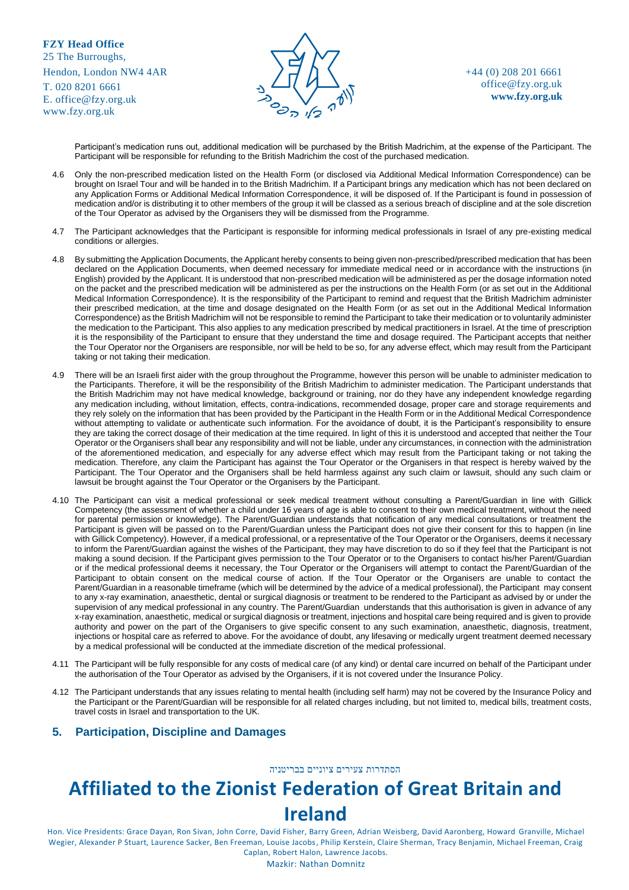Participant's medication runs out, additional medication will be purchased by the British Madrichim, at the expense of the Participant. The Participant will be responsible for refunding to the British Madrichim the cost of the purchased medication.

4.6 Only the non-prescribed medication listed on the Health Form (or disclosed via Additional Medical Information Correspondence) can be brought on Israel Tour and will be handed in to the British Madrichim. If a Participant brings any medication which has not been declared on any Application Forms or Additional Medical Information Correspondence, it will be disposed of. If the Participant is found in possession of medication and/or is distributing it to other members of the group it will be classed as a serious breach of discipline and at the sole discretion of the Tour Operator as advised by the Organisers they will be dismissed from the Programme.

4.7 The Participant acknowledges that the Participant is responsible for informing medical professionals in Israel of any pre-existing medical conditions or allergies.

4.8 By submitting the Application Documents, the Applicant hereby consents to being given non-prescribed/prescribed medication that has been declared on the Application Documents, when deemed necessary for immediate medical need or in accordance with the instructions (in English) provided by the Applicant. It is understood that non-prescribed medication will be administered as per the dosage information noted on the packet and the prescribed medication will be administered as per the instructions on the Health Form (or as set out in the Additional Medical Information Correspondence). It is the responsibility of the Participant to remind and request that the British Madrichim administer their prescribed medication, at the time and dosage designated on the Health Form (or as set out in the Additional Medical Information Correspondence) as the British Madrichim will not be responsible to remind the Participant to take their medication or to voluntarily administer the medication to the Participant. This also applies to any medication prescribed by medical practitioners in Israel. At the time of prescription it is the responsibility of the Participant to ensure that they understand the time and dosage required. The Participant accepts that neither the Tour Operator nor the Organisers are responsible, nor will be held to be so, for any adverse effect, which may result from the Participant taking or not taking their medication.

4.9 There will be an Israeli first aider with the group throughout the Programme, however this person will be unable to administer medication to the Participants. Therefore, it will be the responsibility of the British Madrichim to administer medication. The Participant understands that the British Madrichim may not have medical knowledge, background or training, nor do they have any independent knowledge regarding any medication including, without limitation, effects, contra-indications, recommended dosage, proper care and storage requirements and they rely solely on the information that has been provided by the Participant in the Health Form or in the Additional Medical Correspondence without attempting to validate or authenticate such information. For the avoidance of doubt, it is the Participant's responsibility to ensure they are taking the correct dosage of their medication at the time required. In light of this it is understood and accepted that neither the Tour Operator or the Organisers shall bear any responsibility and will not be liable, under any circumstances, in connection with the administration of the aforementioned medication, and especially for any adverse effect which may result from the Participant taking or not taking the medication. Therefore, any claim the Participant has against the Tour Operator or the Organisers in that respect is hereby waived by the Participant. The Tour Operator and the Organisers shall be held harmless against any such claim or lawsuit, should any such claim or lawsuit be brought against the Tour Operator or the Organisers by the Participant.

4.10 The Participant can visit a medical professional or seek medical treatment without consulting a Parent/Guardian in line with Gillick Competency (the assessment of whether a child under 16 years of age is able to consent to their own medical treatment, without the need for parental permission or knowledge). The Parent/Guardian understands that notification of any medical consultations or treatment the Participant is given will be passed on to the Parent/Guardian unless the Participant does not give their consent for this to happen (in line with Gillick Competency). However, if a medical professional, or a representative of the Tour Operator or the Organisers, deems it necessary to inform the Parent/Guardian against the wishes of the Participant, they may have discretion to do so if they feel that the Participant is not making a sound decision. If the Participant gives permission to the Tour Operator or to the Organisers to contact his/her Parent/Guardian or if the medical professional deems it necessary, the Tour Operator or the Organisers will attempt to contact the Parent/Guardian of the Participant to obtain consent on the medical course of action. If the Tour Operator or the Organisers are unable to contact the Parent/Guardian in a reasonable timeframe (which will be determined by the advice of a medical professional), the Participant may consent to any x-ray examination, anaesthetic, dental or surgical diagnosis or treatment to be rendered to the Participant as advised by or under the supervision of any medical professional in any country. The Parent/Guardian understands that this authorisation is given in advance of any x-ray examination, anaesthetic, medical or surgical diagnosis or treatment, injections and hospital care being required and is given to provide authority and power on the part of the Organisers to give specific consent to any such examination, anaesthetic, diagnosis, treatment, injections or hospital care as referred to above. For the avoidance of doubt, any lifesaving or medically urgent treatment deemed necessary by a medical professional will be conducted at the immediate discretion of the medical professional.

4.11 The Participant will be fully responsible for any costs of medical care (of any kind) or dental care incurred on behalf of the Participant under the authorisation of the Tour Operator as advised by the Organisers, if it is not covered under the Insurance Policy.

4.12 The Participant understands that any issues relating to mental health (including self harm) may not be covered by the Insurance Policy and the Participant or the Parent/Guardian will be responsible for all related charges including, but not limited to, medical bills, treatment costs, travel costs in Israel and transportation to the UK.

## 5. Participation, Discipline and Damages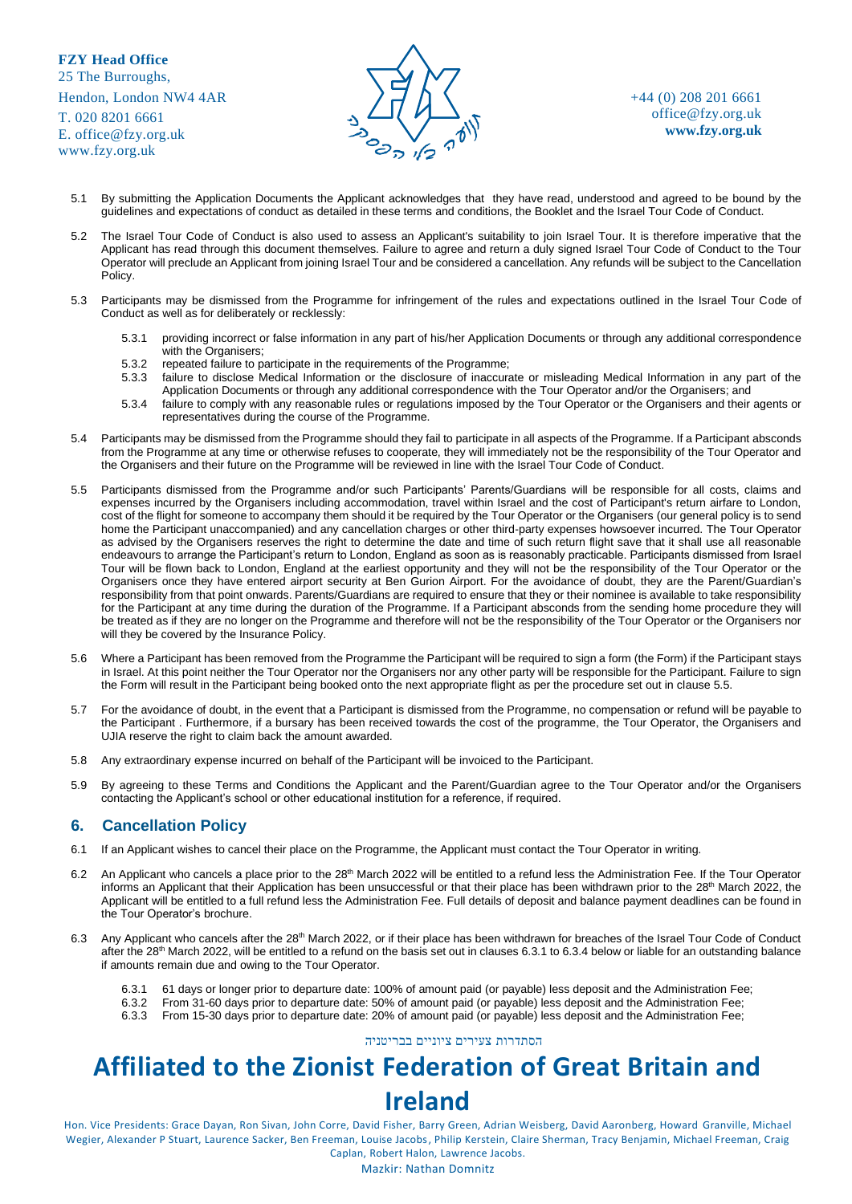5.1 By submitting the Application Documents the Applicant acknowledges that they have read, understood and agreed to be bound by the guidelines and expectations of conduct as detailed in these terms and conditions, the Booklet and the Israel Tour Code of Conduct.

5.2 The Israel Tour Code of Conduct is also used to assess an Applicant's suitability to join Israel Tour. It is therefore imperative that the Applicant has read through this document themselves. Failure to agree and return a duly signed Israel Tour Code of Conduct to the Tour Operator will preclude an Applicant from joining Israel Tour and be considered a cancellation. Any refunds will be subject to the Cancellation Policy.

5.3 Participants may be dismissed from the Programme for infringement of the rules and expectations outlined in the Israel Tour Code of Conduct as well as for deliberately or recklessly:

- 5.3.1 providing incorrect or false information in any part of his/her Application Documents or through any additional correspondence with the Organisers;
- 5.3.2 repeated failure to participate in the requirements of the Programme;
- 5.3.3 failure to disclose Medical Information or the disclosure of inaccurate or misleading Medical Information in any part of the Application Documents or through any additional correspondence with the Tour Operator and/or the Organisers; and
- 5.3.4 failure to comply with any reasonable rules or regulations imposed by the Tour Operator or the Organisers and their agents or representatives during the course of the Programme.

5.4 Participants may be dismissed from the Programme should they fail to participate in all aspects of the Programme. If a Participant absconds from the Programme at any time or otherwise refuses to cooperate, they will immediately not be the responsibility of the Tour Operator and the Organisers and their future on the Programme will be reviewed in line with the Israel Tour Code of Conduct.

5.5 Participants dismissed from the Programme and/or such Participants' Parents/Guardians will be responsible for all costs, claims and expenses incurred by the Organisers including accommodation, travel within Israel and the cost of Participant's return airfare to London, cost of the flight for someone to accompany them should it be required by the Tour Operator or the Organisers (our general policy is to send home the Participant unaccompanied) and any cancellation charges or other third-party expenses howsoever incurred. The Tour Operator as advised by the Organisers reserves the right to determine the date and time of such return flight save that it shall use all reasonable endeavours to arrange the Participant's return to London, England as soon as is reasonably practicable. Participants dismissed from Israel Tour will be flown back to London, England at the earliest opportunity and they will not be the responsibility of the Tour Operator or the Organisers once they have entered airport security at Ben Gurion Airport. For the avoidance of doubt, they are the Parent/Guardian's responsibility from that point onwards. Parents/Guardians are required to ensure that they or their nominee is available to take responsibility for the Participant at any time during the duration of the Programme. If a Participant absconds from the sending home procedure they will be treated as if they are no longer on the Programme and therefore will not be the responsibility of the Tour Operator or the Organisers nor will they be covered by the Insurance Policy.

5.6 Where a Participant has been removed from the Programme the Participant will be required to sign a form (the Form) if the Participant stays in Israel. At this point neither the Tour Operator nor the Organisers nor any other party will be responsible for the Participant. Failure to sign the Form will result in the Participant being booked onto the next appropriate flight as per the procedure set out in clause 5.5.

5.7 For the avoidance of doubt, in the event that a Participant is dismissed from the Programme, no compensation or refund will be payable to the Participant . Furthermore, if a bursary has been received towards the cost of the programme, the Tour Operator, the Organisers and UJIA reserve the right to claim back the amount awarded.

5.8 Any extraordinary expense incurred on behalf of the Participant will be invoiced to the Participant.

5.9 By agreeing to these Terms and Conditions the Applicant and the Parent/Guardian agree to the Tour Operator and/or the Organisers contacting the Applicant's school or other educational institution for a reference, if required.

## 6. Cancellation Policy

6.1 If an Applicant wishes to cancel their place on the Programme, the Applicant must contact the Tour Operator in writing.

6.2 An Applicant who cancels a place prior to the 28th March 2022 will be entitled to a refund less the Administration Fee. If the Tour Operator informs an Applicant that their Application has been unsuccessful or that their place has been withdrawn prior to the 28th March 2022, the Applicant will be entitled to a full refund less the Administration Fee. Full details of deposit and balance payment deadlines can be found in the Tour Operator's brochure.

6.3 Any Applicant who cancels after the 28th March 2022, or if their place has been withdrawn for breaches of the Israel Tour Code of Conduct after the 28th March 2022, will be entitled to a refund on the basis set out in clauses 6.3.1 to 6.3.4 below or liable for an outstanding balance if amounts remain due and owing to the Tour Operator.

- 6.3.1 61 days or longer prior to departure date: 100% of amount paid (or payable) less deposit and the Administration Fee;
- 6.3.2 From 31-60 days prior to departure date: 50% of amount paid (or payable) less deposit and the Administration Fee;
- 6.3.3 From 15-30 days prior to departure date: 20% of amount paid (or payable) less deposit and the Administration Fee;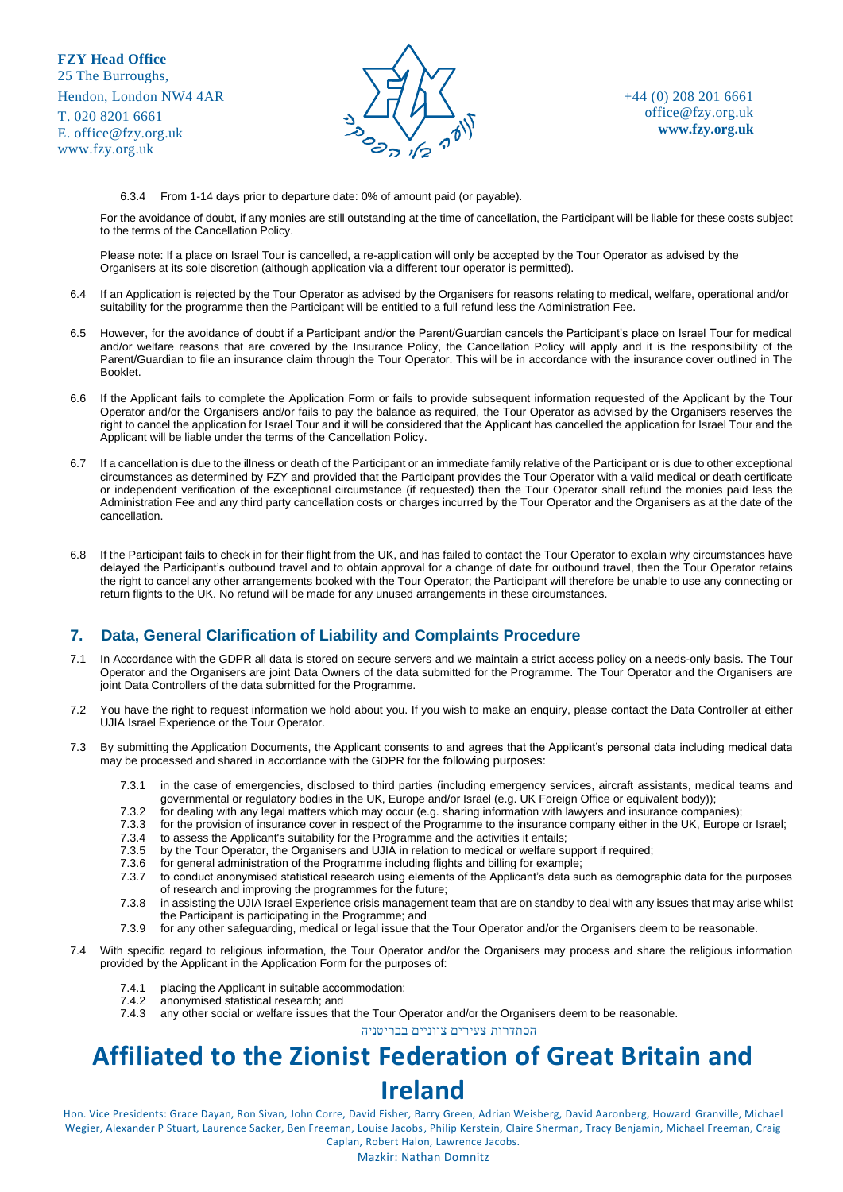6.3.4 From 1-14 days prior to departure date: 0% of amount paid (or payable).

For the avoidance of doubt, if any monies are still outstanding at the time of cancellation, the Participant will be liable for these costs subject to the terms of the Cancellation Policy.

Please note: If a place on Israel Tour is cancelled, a re-application will only be accepted by the Tour Operator as advised by the Organisers at its sole discretion (although application via a different tour operator is permitted).

6.4 If an Application is rejected by the Tour Operator as advised by the Organisers for reasons relating to medical, welfare, operational and/or suitability for the programme then the Participant will be entitled to a full refund less the Administration Fee.

6.5 However, for the avoidance of doubt if a Participant and/or the Parent/Guardian cancels the Participant's place on Israel Tour for medical and/or welfare reasons that are covered by the Insurance Policy, the Cancellation Policy will apply and it is the responsibility of the Parent/Guardian to file an insurance claim through the Tour Operator. This will be in accordance with the insurance cover outlined in The Booklet.

6.6 If the Applicant fails to complete the Application Form or fails to provide subsequent information requested of the Applicant by the Tour Operator and/or the Organisers and/or fails to pay the balance as required, the Tour Operator as advised by the Organisers reserves the right to cancel the application for Israel Tour and it will be considered that the Applicant has cancelled the application for Israel Tour and the Applicant will be liable under the terms of the Cancellation Policy.

6.7 If a cancellation is due to the illness or death of the Participant or an immediate family relative of the Participant or is due to other exceptional circumstances as determined by FZY and provided that the Participant provides the Tour Operator with a valid medical or death certificate or independent verification of the exceptional circumstance (if requested) then the Tour Operator shall refund the monies paid less the Administration Fee and any third party cancellation costs or charges incurred by the Tour Operator and the Organisers as at the date of the cancellation.

6.8 If the Participant fails to check in for their flight from the UK, and has failed to contact the Tour Operator to explain why circumstances have delayed the Participant's outbound travel and to obtain approval for a change of date for outbound travel, then the Tour Operator retains the right to cancel any other arrangements booked with the Tour Operator; the Participant will therefore be unable to use any connecting or return flights to the UK. No refund will be made for any unused arrangements in these circumstances.

## 7. Data, General Clarification of Liability and Complaints Procedure

7.1 In Accordance with the GDPR all data is stored on secure servers and we maintain a strict access policy on a needs-only basis. The Tour Operator and the Organisers are joint Data Owners of the data submitted for the Programme. The Tour Operator and the Organisers are joint Data Controllers of the data submitted for the Programme.

7.2 You have the right to request information we hold about you. If you wish to make an enquiry, please contact the Data Controller at either UJIA Israel Experience or the Tour Operator.

7.3 By submitting the Application Documents, the Applicant consents to and agrees that the Applicant's personal data including medical data may be processed and shared in accordance with the GDPR for the following purposes:

- 7.3.1 in the case of emergencies, disclosed to third parties (including emergency services, aircraft assistants, medical teams and governmental or regulatory bodies in the UK, Europe and/or Israel (e.g. UK Foreign Office or equivalent body));
- 7.3.2 for dealing with any legal matters which may occur (e.g. sharing information with lawyers and insurance companies);
- 7.3.3 for the provision of insurance cover in respect of the Programme to the insurance company either in the UK, Europe or Israel;
- 7.3.4 to assess the Applicant's suitability for the Programme and the activities it entails;
- 7.3.5 by the Tour Operator, the Organisers and UJIA in relation to medical or welfare support if required;
- 7.3.6 for general administration of the Programme including flights and billing for example;
- 7.3.7 to conduct anonymised statistical research using elements of the Applicant's data such as demographic data for the purposes of research and improving the programmes for the future;
- 7.3.8 in assisting the UJIA Israel Experience crisis management team that are on standby to deal with any issues that may arise whilst the Participant is participating in the Programme; and
- 7.3.9 for any other safeguarding, medical or legal issue that the Tour Operator and/or the Organisers deem to be reasonable.

7.4 With specific regard to religious information, the Tour Operator and/or the Organisers may process and share the religious information provided by the Applicant in the Application Form for the purposes of:

- 7.4.1 placing the Applicant in suitable accommodation;
- 7.4.2 anonymised statistical research; and
- 7.4.3 any other social or welfare issues that the Tour Operator and/or the Organisers deem to be reasonable.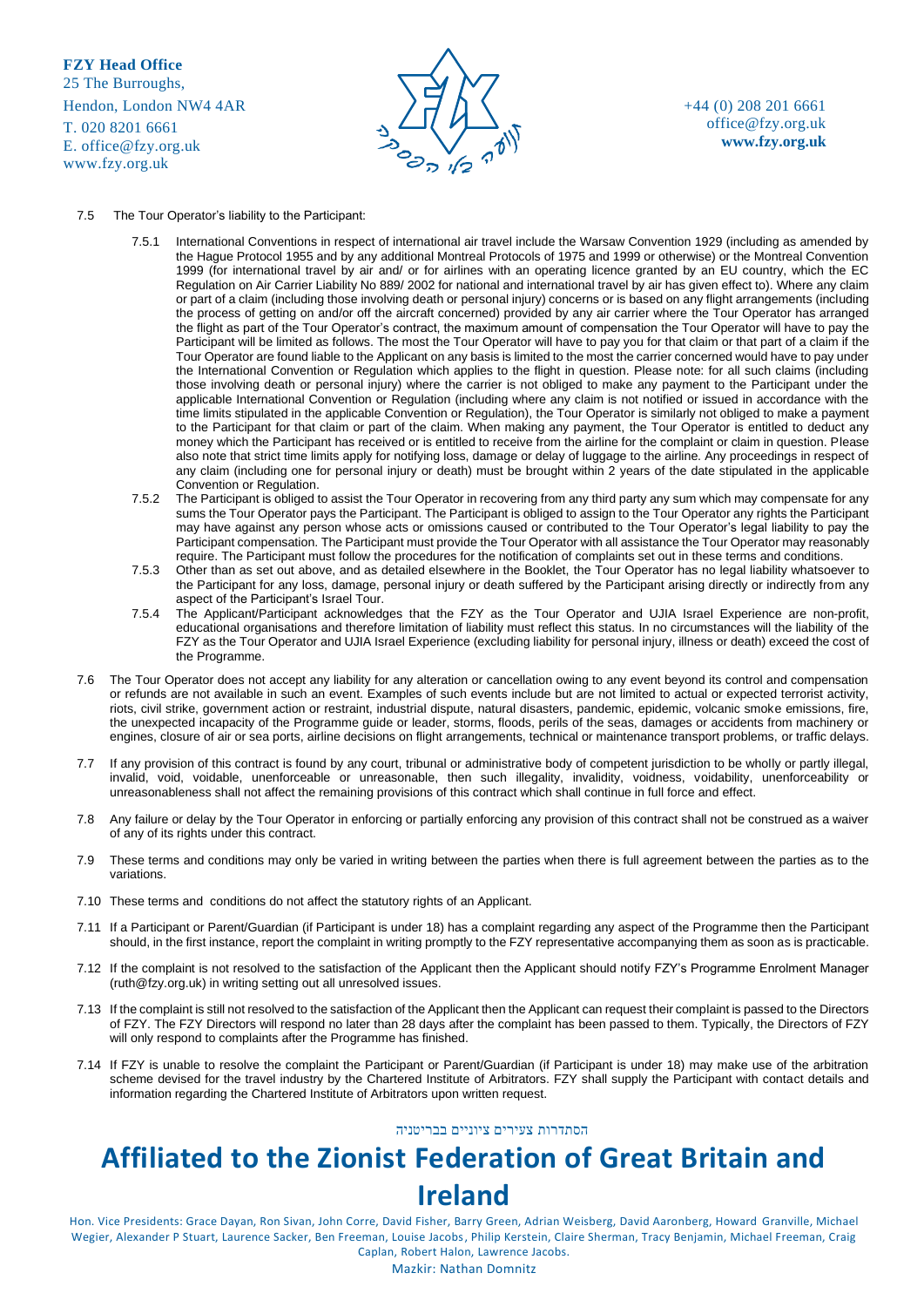7.5 The Tour Operator's liability to the Participant:

7.5.1 International Conventions in respect of international air travel include the Warsaw Convention 1929 (including as amended by the Hague Protocol 1955 and by any additional Montreal Protocols of 1975 and 1999 or otherwise) or the Montreal Convention 1999 (for international travel by air and/ or for airlines with an operating licence granted by an EU country, which the EC Regulation on Air Carrier Liability No 889/ 2002 for national and international travel by air has given effect to). Where any claim or part of a claim (including those involving death or personal injury) concerns or is based on any flight arrangements (including the process of getting on and/or off the aircraft concerned) provided by any air carrier where the Tour Operator has arranged the flight as part of the Tour Operator's contract, the maximum amount of compensation the Tour Operator will have to pay the Participant will be limited as follows. The most the Tour Operator will have to pay you for that claim or that part of a claim if the Tour Operator are found liable to the Applicant on any basis is limited to the most the carrier concerned would have to pay under the International Convention or Regulation which applies to the flight in question. Please note: for all such claims (including those involving death or personal injury) where the carrier is not obliged to make any payment to the Participant under the applicable International Convention or Regulation (including where any claim is not notified or issued in accordance with the time limits stipulated in the applicable Convention or Regulation), the Tour Operator is similarly not obliged to make a payment to the Participant for that claim or part of the claim. When making any payment, the Tour Operator is entitled to deduct any money which the Participant has received or is entitled to receive from the airline for the complaint or claim in question. Please also note that strict time limits apply for notifying loss, damage or delay of luggage to the airline. Any proceedings in respect of any claim (including one for personal injury or death) must be brought within 2 years of the date stipulated in the applicable Convention or Regulation.

7.5.2 The Participant is obliged to assist the Tour Operator in recovering from any third party any sum which may compensate for any sums the Tour Operator pays the Participant. The Participant is obliged to assign to the Tour Operator any rights the Participant may have against any person whose acts or omissions caused or contributed to the Tour Operator's legal liability to pay the Participant compensation. The Participant must provide the Tour Operator with all assistance the Tour Operator may reasonably require. The Participant must follow the procedures for the notification of complaints set out in these terms and conditions.

7.5.3 Other than as set out above, and as detailed elsewhere in the Booklet, the Tour Operator has no legal liability whatsoever to the Participant for any loss, damage, personal injury or death suffered by the Participant arising directly or indirectly from any aspect of the Participant's Israel Tour.

7.5.4 The Applicant/Participant acknowledges that the FZY as the Tour Operator and UJIA Israel Experience are non-profit, educational organisations and therefore limitation of liability must reflect this status. In no circumstances will the liability of the FZY as the Tour Operator and UJIA Israel Experience (excluding liability for personal injury, illness or death) exceed the cost of the Programme.

7.6 The Tour Operator does not accept any liability for any alteration or cancellation owing to any event beyond its control and compensation or refunds are not available in such an event. Examples of such events include but are not limited to actual or expected terrorist activity, riots, civil strike, government action or restraint, industrial dispute, natural disasters, pandemic, epidemic, volcanic smoke emissions, fire, the unexpected incapacity of the Programme guide or leader, storms, floods, perils of the seas, damages or accidents from machinery or engines, closure of air or sea ports, airline decisions on flight arrangements, technical or maintenance transport problems, or traffic delays.

7.7 If any provision of this contract is found by any court, tribunal or administrative body of competent jurisdiction to be wholly or partly illegal, invalid, void, voidable, unenforceable or unreasonable, then such illegality, invalidity, voidness, voidability, unenforceability or unreasonableness shall not affect the remaining provisions of this contract which shall continue in full force and effect.

7.8 Any failure or delay by the Tour Operator in enforcing or partially enforcing any provision of this contract shall not be construed as a waiver of any of its rights under this contract.

7.9 These terms and conditions may only be varied in writing between the parties when there is full agreement between the parties as to the variations.

7.10 These terms and conditions do not affect the statutory rights of an Applicant.

7.11 If a Participant or Parent/Guardian (if Participant is under 18) has a complaint regarding any aspect of the Programme then the Participant should, in the first instance, report the complaint in writing promptly to the FZY representative accompanying them as soon as is practicable.

7.12 If the complaint is not resolved to the satisfaction of the Applicant then the Applicant should notify FZY's Programme Enrolment Manager (ruth@fzy.org.uk) in writing setting out all unresolved issues.

7.13 If the complaint is still not resolved to the satisfaction of the Applicant then the Applicant can request their complaint is passed to the Directors of FZY. The FZY Directors will respond no later than 28 days after the complaint has been passed to them. Typically, the Directors of FZY will only respond to complaints after the Programme has finished.

7.14 If FZY is unable to resolve the complaint the Participant or Parent/Guardian (if Participant is under 18) may make use of the arbitration scheme devised for the travel industry by the Chartered Institute of Arbitrators. FZY shall supply the Participant with contact details and information regarding the Chartered Institute of Arbitrators upon written request.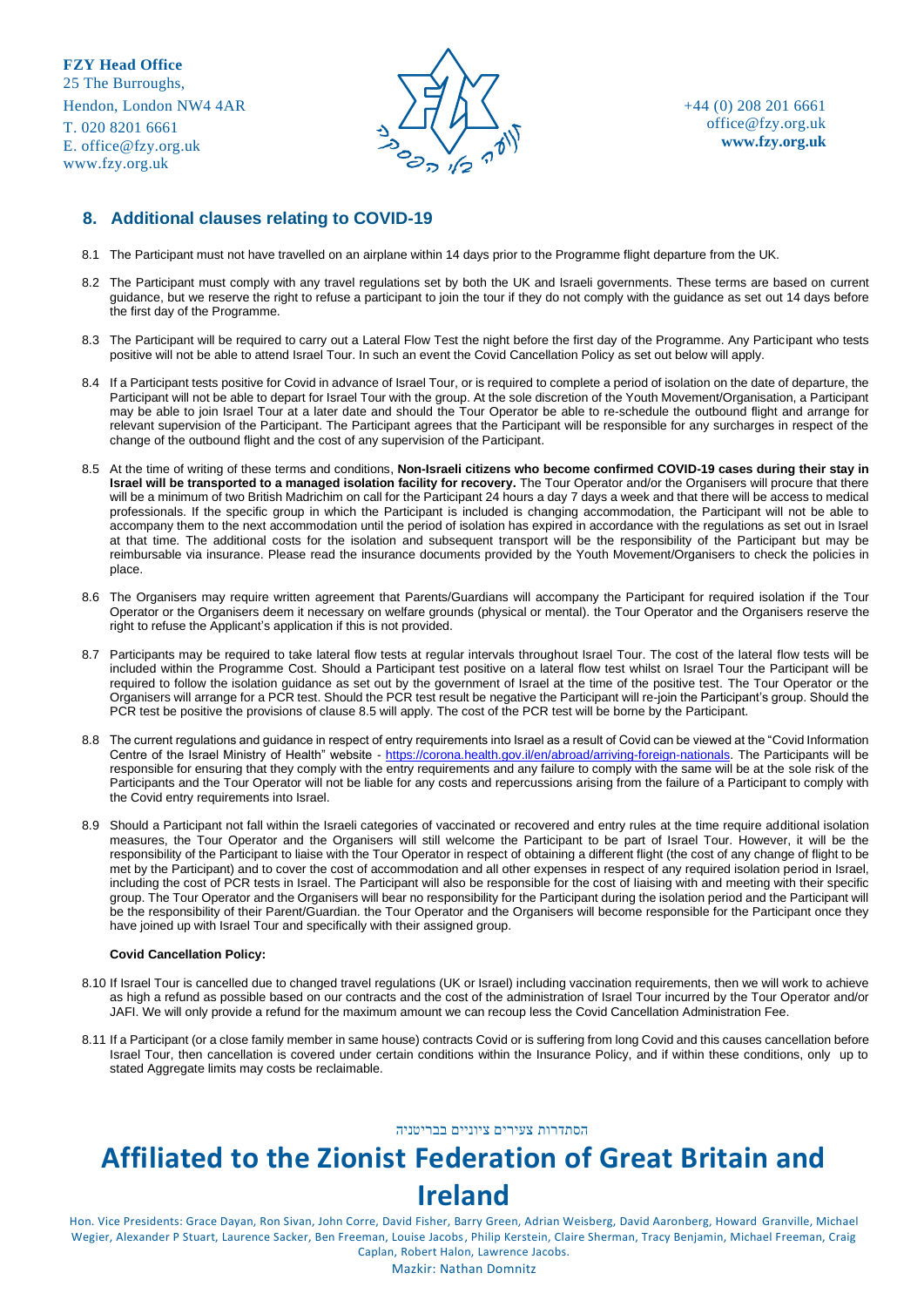## 8. Additional clauses relating to COVID-19

8.1 The Participant must not have travelled on an airplane within 14 days prior to the Programme flight departure from the UK.

8.2 The Participant must comply with any travel regulations set by both the UK and Israeli governments. These terms are based on current guidance, but we reserve the right to refuse a participant to join the tour if they do not comply with the guidance as set out 14 days before the first day of the Programme.

8.3 The Participant will be required to carry out a Lateral Flow Test the night before the first day of the Programme. Any Participant who tests positive will not be able to attend Israel Tour. In such an event the Covid Cancellation Policy as set out below will apply.

8.4 If a Participant tests positive for Covid in advance of Israel Tour, or is required to complete a period of isolation on the date of departure, the Participant will not be able to depart for Israel Tour with the group. At the sole discretion of the Youth Movement/Organisation, a Participant may be able to join Israel Tour at a later date and should the Tour Operator be able to re-schedule the outbound flight and arrange for relevant supervision of the Participant. The Participant agrees that the Participant will be responsible for any surcharges in respect of the change of the outbound flight and the cost of any supervision of the Participant.

8.5 At the time of writing of these terms and conditions, **Non-Israeli citizens who become confirmed COVID-19 cases during their stay in Israel will be transported to a managed isolation facility for recovery.** The Tour Operator and/or the Organisers will procure that there will be a minimum of two British Madrichim on call for the Participant 24 hours a day 7 days a week and that there will be access to medical professionals. If the specific group in which the Participant is included is changing accommodation, the Participant will not be able to accompany them to the next accommodation until the period of isolation has expired in accordance with the regulations as set out in Israel at that time. The additional costs for the isolation and subsequent transport will be the responsibility of the Participant but may be reimbursable via insurance. Please read the insurance documents provided by the Youth Movement/Organisers to check the policies in place.

8.6 The Organisers may require written agreement that Parents/Guardians will accompany the Participant for required isolation if the Tour Operator or the Organisers deem it necessary on welfare grounds (physical or mental). the Tour Operator and the Organisers reserve the right to refuse the Applicant's application if this is not provided.

8.7 Participants may be required to take lateral flow tests at regular intervals throughout Israel Tour. The cost of the lateral flow tests will be included within the Programme Cost. Should a Participant test positive on a lateral flow test whilst on Israel Tour the Participant will be required to follow the isolation guidance as set out by the government of Israel at the time of the positive test. The Tour Operator or the Organisers will arrange for a PCR test. Should the PCR test result be negative the Participant will re-join the Participant's group. Should the PCR test be positive the provisions of clause 8.5 will apply. The cost of the PCR test will be borne by the Participant.

8.8 The current regulations and guidance in respect of entry requirements into Israel as a result of Covid can be viewed at the "Covid Information Centre of the Israel Ministry of Health" website - https://corona.health.gov.il/en/abroad/arriving-foreign-nationals. The Participants will be responsible for ensuring that they comply with the entry requirements and any failure to comply with the same will be at the sole risk of the Participants and the Tour Operator will not be liable for any costs and repercussions arising from the failure of a Participant to comply with the Covid entry requirements into Israel.

8.9 Should a Participant not fall within the Israeli categories of vaccinated or recovered and entry rules at the time require additional isolation measures, the Tour Operator and the Organisers will still welcome the Participant to be part of Israel Tour. However, it will be the responsibility of the Participant to liaise with the Tour Operator in respect of obtaining a different flight (the cost of any change of flight to be met by the Participant) and to cover the cost of accommodation and all other expenses in respect of any required isolation period in Israel, including the cost of PCR tests in Israel. The Participant will also be responsible for the cost of liaising with and meeting with their specific group. The Tour Operator and the Organisers will bear no responsibility for the Participant during the isolation period and the Participant will be the responsibility of their Parent/Guardian. the Tour Operator and the Organisers will become responsible for the Participant once they have joined up with Israel Tour and specifically with their assigned group.

**Covid Cancellation Policy:**

8.10 If Israel Tour is cancelled due to changed travel regulations (UK or Israel) including vaccination requirements, then we will work to achieve as high a refund as possible based on our contracts and the cost of the administration of Israel Tour incurred by the Tour Operator and/or JAFI. We will only provide a refund for the maximum amount we can recoup less the Covid Cancellation Administration Fee.

8.11 If a Participant (or a close family member in same house) contracts Covid or is suffering from long Covid and this causes cancellation before Israel Tour, then cancellation is covered under certain conditions within the Insurance Policy, and if within these conditions, only up to stated Aggregate limits may costs be reclaimable.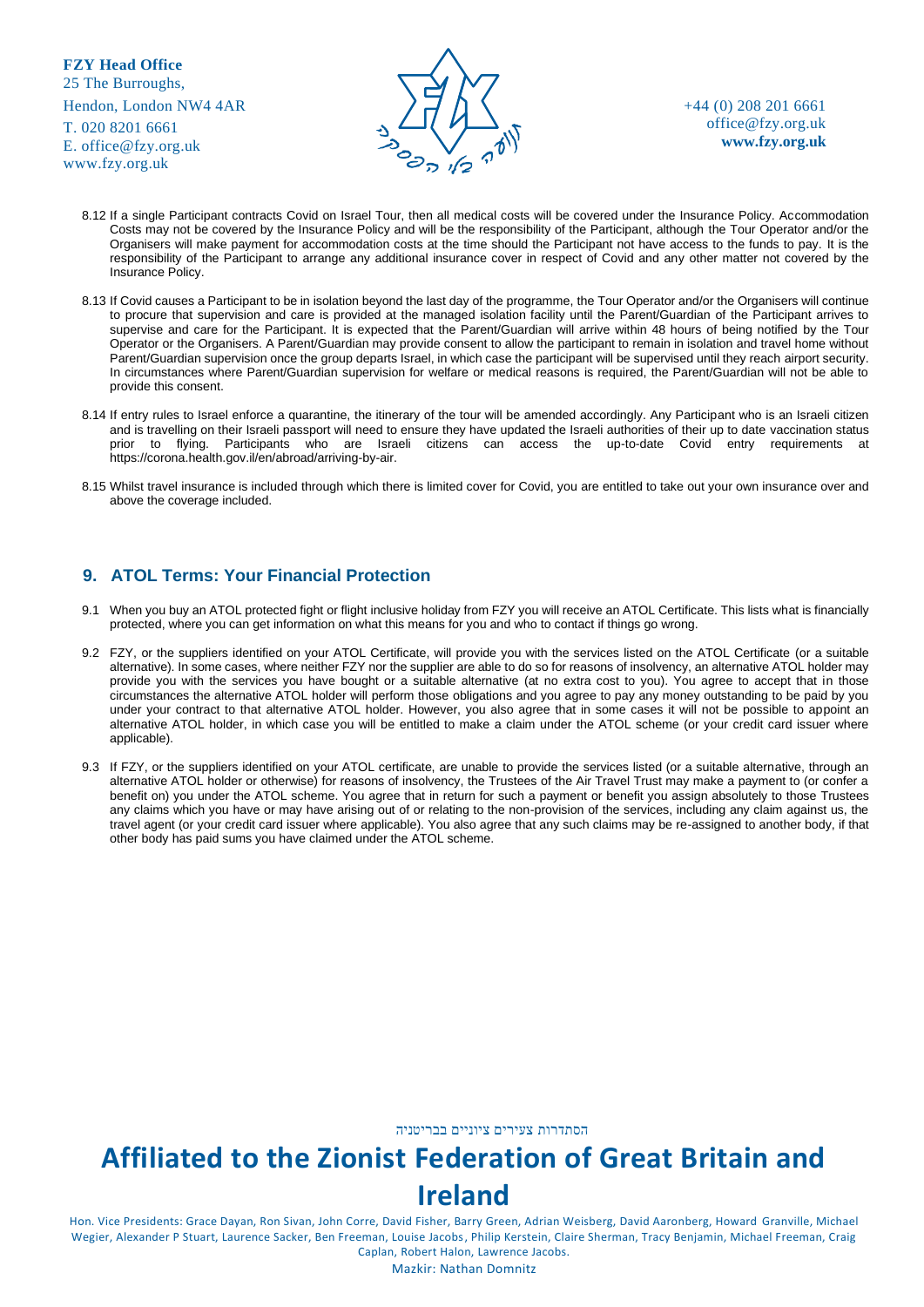8.12 If a single Participant contracts Covid on Israel Tour, then all medical costs will be covered under the Insurance Policy. Accommodation Costs may not be covered by the Insurance Policy and will be the responsibility of the Participant, although the Tour Operator and/or the Organisers will make payment for accommodation costs at the time should the Participant not have access to the funds to pay. It is the responsibility of the Participant to arrange any additional insurance cover in respect of Covid and any other matter not covered by the Insurance Policy.

8.13 If Covid causes a Participant to be in isolation beyond the last day of the programme, the Tour Operator and/or the Organisers will continue to procure that supervision and care is provided at the managed isolation facility until the Parent/Guardian of the Participant arrives to supervise and care for the Participant. It is expected that the Parent/Guardian will arrive within 48 hours of being notified by the Tour Operator or the Organisers. A Parent/Guardian may provide consent to allow the participant to remain in isolation and travel home without Parent/Guardian supervision once the group departs Israel, in which case the participant will be supervised until they reach airport security. In circumstances where Parent/Guardian supervision for welfare or medical reasons is required, the Parent/Guardian will not be able to provide this consent.

8.14 If entry rules to Israel enforce a quarantine, the itinerary of the tour will be amended accordingly. Any Participant who is an Israeli citizen and is travelling on their Israeli passport will need to ensure they have updated the Israeli authorities of their up to date vaccination status prior to flying. Participants who are Israeli citizens can access the up-to-date Covid entry requirements at https://corona.health.gov.il/en/abroad/arriving-by-air.

8.15 Whilst travel insurance is included through which there is limited cover for Covid, you are entitled to take out your own insurance over and above the coverage included.

## 9. ATOL Terms: Your Financial Protection

9.1 When you buy an ATOL protected fight or flight inclusive holiday from FZY you will receive an ATOL Certificate. This lists what is financially protected, where you can get information on what this means for you and who to contact if things go wrong.

9.2 FZY, or the suppliers identified on your ATOL Certificate, will provide you with the services listed on the ATOL Certificate (or a suitable alternative). In some cases, where neither FZY nor the supplier are able to do so for reasons of insolvency, an alternative ATOL holder may provide you with the services you have bought or a suitable alternative (at no extra cost to you). You agree to accept that in those circumstances the alternative ATOL holder will perform those obligations and you agree to pay any money outstanding to be paid by you under your contract to that alternative ATOL holder. However, you also agree that in some cases it will not be possible to appoint an alternative ATOL holder, in which case you will be entitled to make a claim under the ATOL scheme (or your credit card issuer where applicable).

9.3 If FZY, or the suppliers identified on your ATOL certificate, are unable to provide the services listed (or a suitable alternative, through an alternative ATOL holder or otherwise) for reasons of insolvency, the Trustees of the Air Travel Trust may make a payment to (or confer a benefit on) you under the ATOL scheme. You agree that in return for such a payment or benefit you assign absolutely to those Trustees any claims which you have or may have arising out of or relating to the non-provision of the services, including any claim against us, the travel agent (or your credit card issuer where applicable). You also agree that any such claims may be re-assigned to another body, if that other body has paid sums you have claimed under the ATOL scheme.